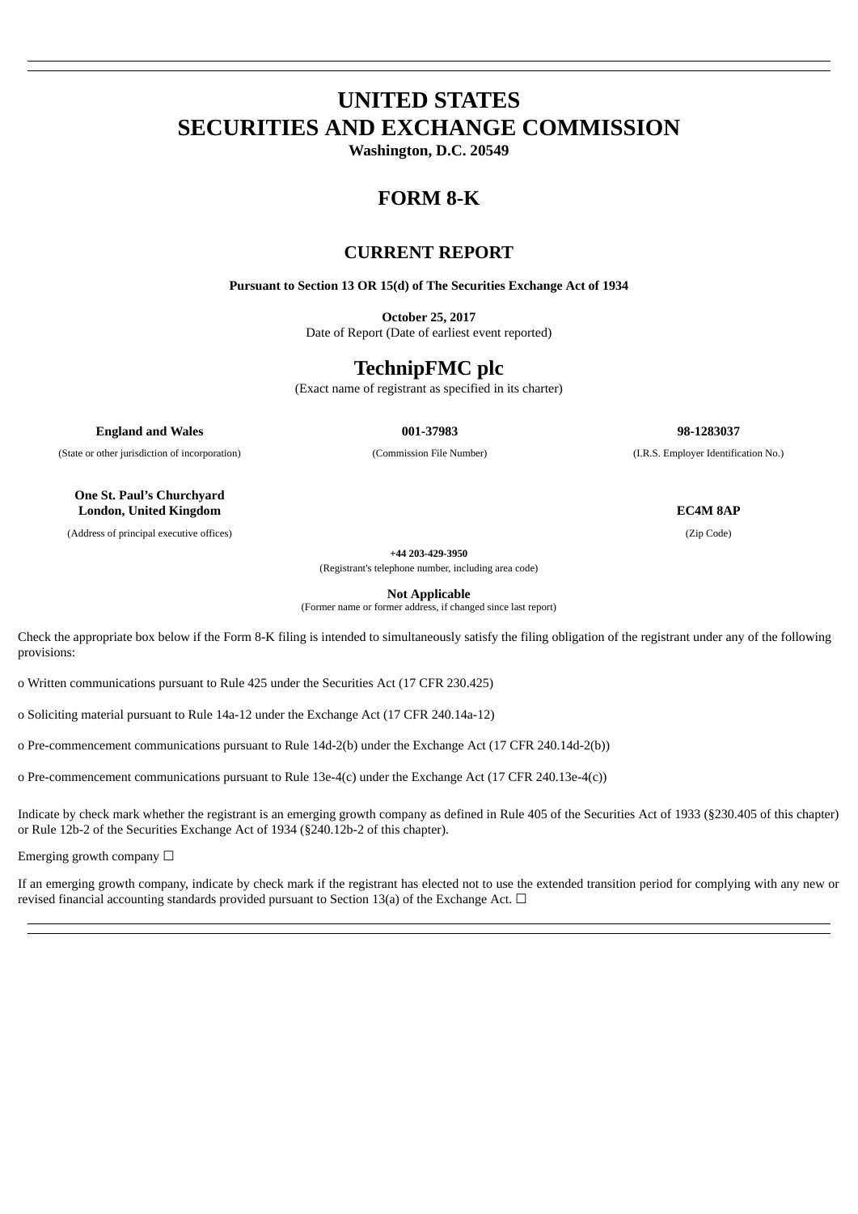# UNITED STATES
# SECURITIES AND EXCHANGE COMMISSION

**Washington, D.C. 20549**

## FORM 8-K

## CURRENT REPORT

**Pursuant to Section 13 OR 15(d) of The Securities Exchange Act of 1934**

**October 25, 2017**
Date of Report (Date of earliest event reported)

## TechnipFMC plc

(Exact name of registrant as specified in its charter)

| **England and Wales** | **001-37983** | **98-1283037** |
|---|---|---|
| (State or other jurisdiction of incorporation) | (Commission File Number) | (I.R.S. Employer Identification No.) |

| **One St. Paul's Churchyard London, United Kingdom** | **EC4M 8AP** |
|---|---|
| (Address of principal executive offices) | (Zip Code) |

**+44 203-429-3950**
(Registrant's telephone number, including area code)

**Not Applicable**
(Former name or former address, if changed since last report)

Check the appropriate box below if the Form 8-K filing is intended to simultaneously satisfy the filing obligation of the registrant under any of the following provisions:

o Written communications pursuant to Rule 425 under the Securities Act (17 CFR 230.425)

o Soliciting material pursuant to Rule 14a-12 under the Exchange Act (17 CFR 240.14a-12)

o Pre-commencement communications pursuant to Rule 14d-2(b) under the Exchange Act (17 CFR 240.14d-2(b))

o Pre-commencement communications pursuant to Rule 13e-4(c) under the Exchange Act (17 CFR 240.13e-4(c))

Indicate by check mark whether the registrant is an emerging growth company as defined in Rule 405 of the Securities Act of 1933 (§230.405 of this chapter) or Rule 12b-2 of the Securities Exchange Act of 1934 (§240.12b-2 of this chapter).

Emerging growth company ☐

If an emerging growth company, indicate by check mark if the registrant has elected not to use the extended transition period for complying with any new or revised financial accounting standards provided pursuant to Section 13(a) of the Exchange Act. ☐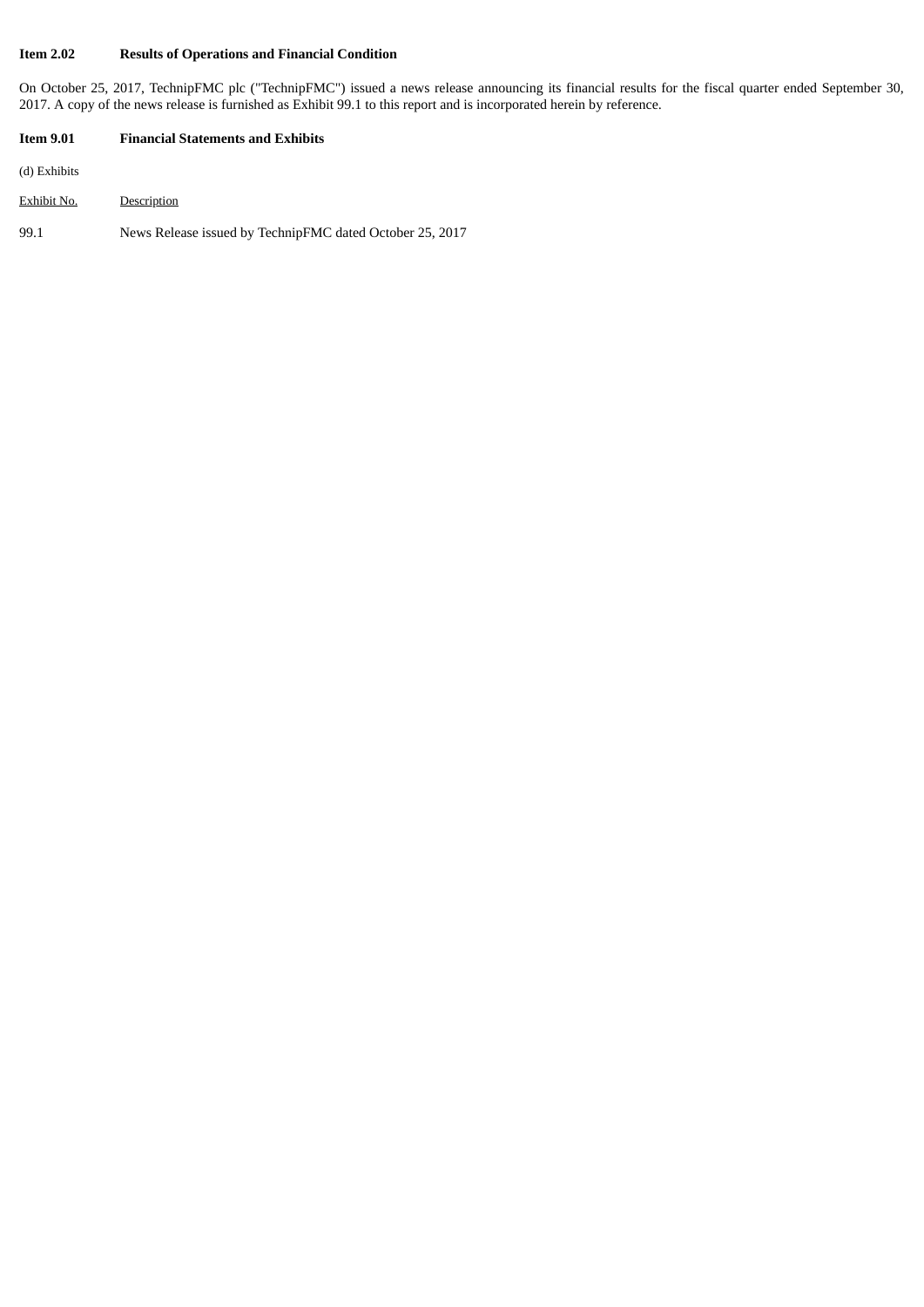**Item 2.02 Results of Operations and Financial Condition**

On October 25, 2017, TechnipFMC plc ("TechnipFMC") issued a news release announcing its financial results for the fiscal quarter ended September 30, 2017. A copy of the news release is furnished as Exhibit 99.1 to this report and is incorporated herein by reference.

**Item 9.01 Financial Statements and Exhibits**

(d) Exhibits

| Exhibit No. | Description |
|---|---|
| 99.1 | News Release issued by TechnipFMC dated October 25, 2017 |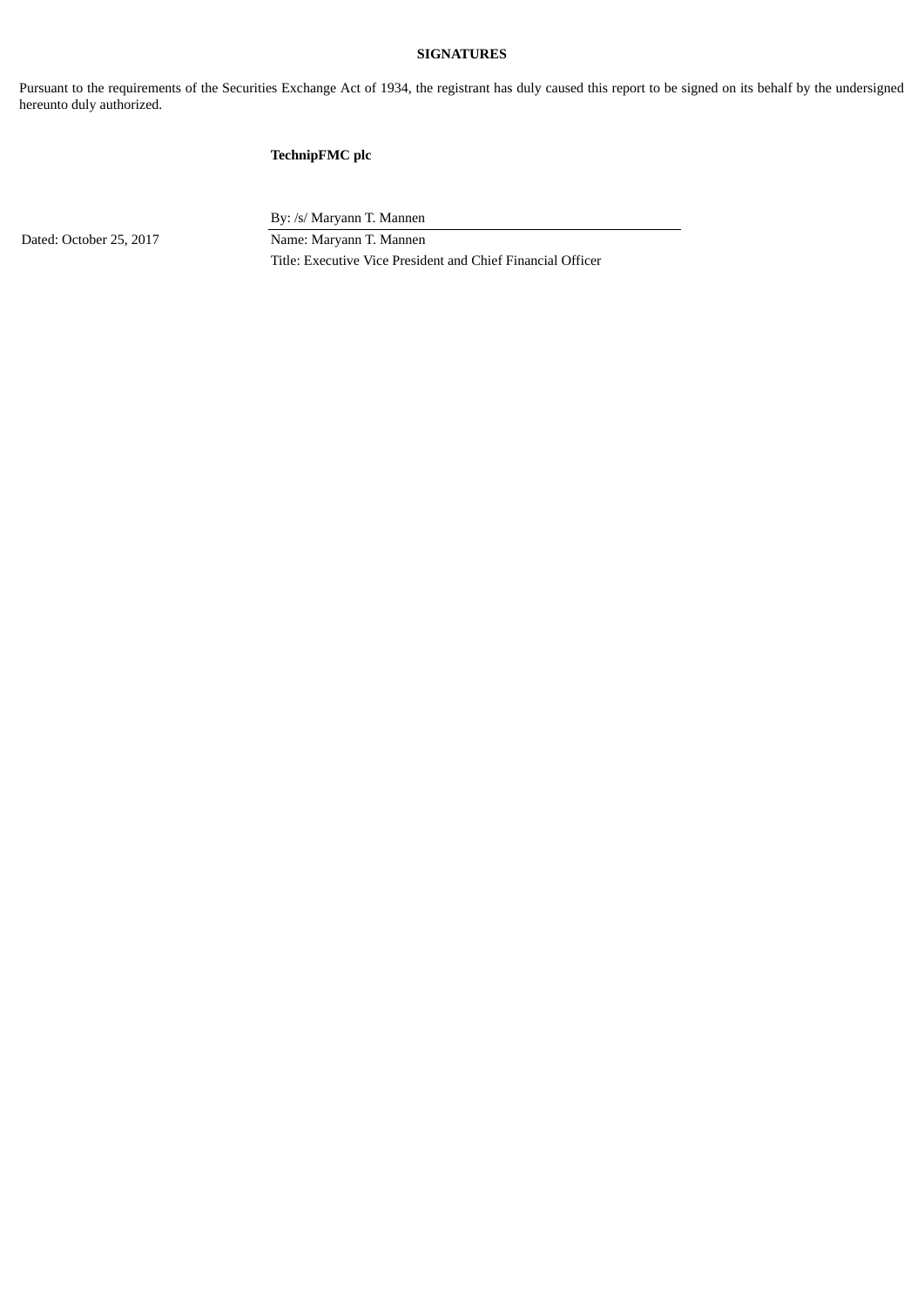**SIGNATURES**

Pursuant to the requirements of the Securities Exchange Act of 1934, the registrant has duly caused this report to be signed on its behalf by the undersigned hereunto duly authorized.

**TechnipFMC plc**

| | |
|---|---|
| | By: /s/ Maryann T. Mannen |
| Dated: October 25, 2017 | Name: Maryann T. Mannen |
| | Title: Executive Vice President and Chief Financial Officer |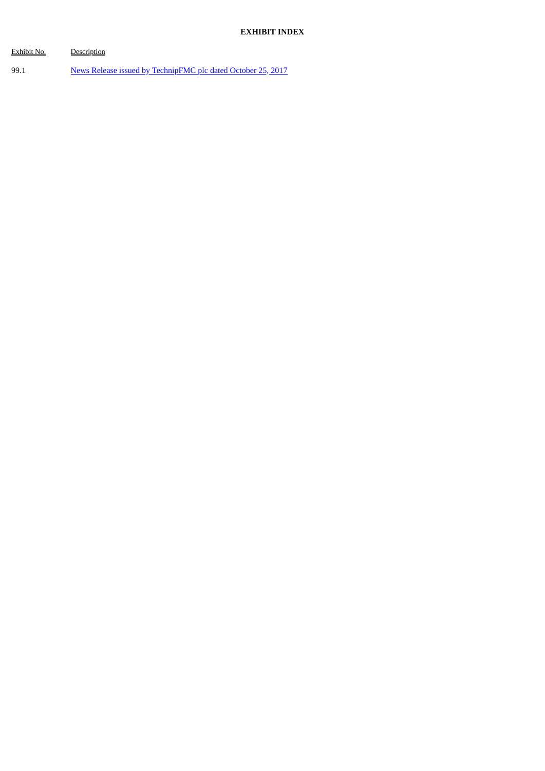**EXHIBIT INDEX**

| Exhibit No. | Description |
|---|---|
| 99.1 | News Release issued by TechnipFMC plc dated October 25, 2017 |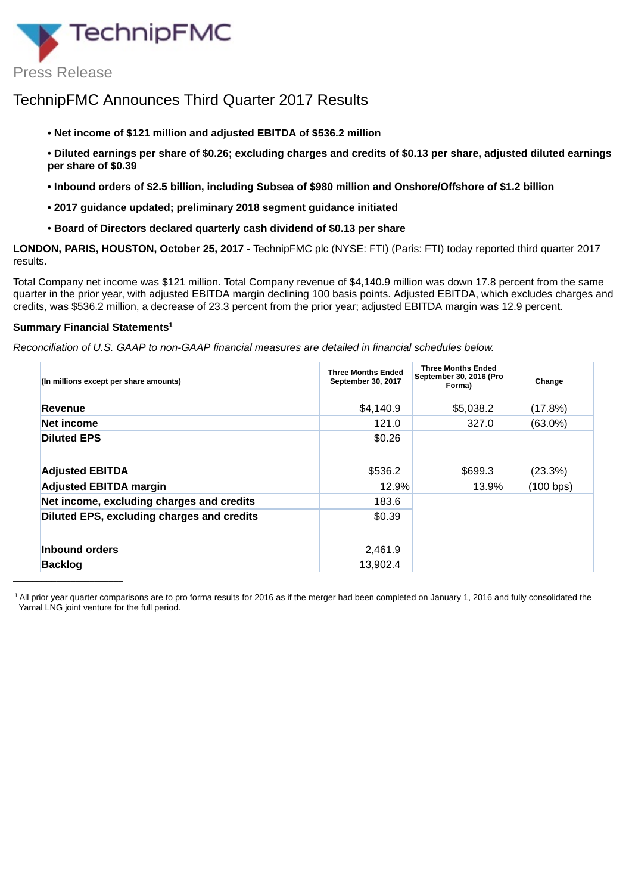TechnipFMC

Press Release

# TechnipFMC Announces Third Quarter 2017 Results

- **Net income of $121 million and adjusted EBITDA of $536.2 million**
- **Diluted earnings per share of $0.26; excluding charges and credits of $0.13 per share, adjusted diluted earnings per share of $0.39**
- **Inbound orders of $2.5 billion, including Subsea of $980 million and Onshore/Offshore of $1.2 billion**
- **2017 guidance updated; preliminary 2018 segment guidance initiated**
- **Board of Directors declared quarterly cash dividend of $0.13 per share**

**LONDON, PARIS, HOUSTON, October 25, 2017** - TechnipFMC plc (NYSE: FTI) (Paris: FTI) today reported third quarter 2017 results.

Total Company net income was $121 million. Total Company revenue of $4,140.9 million was down 17.8 percent from the same quarter in the prior year, with adjusted EBITDA margin declining 100 basis points. Adjusted EBITDA, which excludes charges and credits, was $536.2 million, a decrease of 23.3 percent from the prior year; adjusted EBITDA margin was 12.9 percent.

**Summary Financial Statements**[1]

*Reconciliation of U.S. GAAP to non-GAAP financial measures are detailed in financial schedules below.*

| (In millions except per share amounts) | Three Months Ended September 30, 2017 | Three Months Ended September 30, 2016 (Pro Forma) | Change |
|---|---|---|---|
| **Revenue** | $4,140.9 | $5,038.2 | (17.8%) |
| **Net income** | 121.0 | 327.0 | (63.0%) |
| **Diluted EPS** | $0.26 | | |
| | | | |
| **Adjusted EBITDA** | $536.2 | $699.3 | (23.3%) |
| **Adjusted EBITDA margin** | 12.9% | 13.9% | (100 bps) |
| **Net income, excluding charges and credits** | 183.6 | | |
| **Diluted EPS, excluding charges and credits** | $0.39 | | |
| | | | |
| **Inbound orders** | 2,461.9 | | |
| **Backlog** | 13,902.4 | | |

[1] All prior year quarter comparisons are to pro forma results for 2016 as if the merger had been completed on January 1, 2016 and fully consolidated the Yamal LNG joint venture for the full period.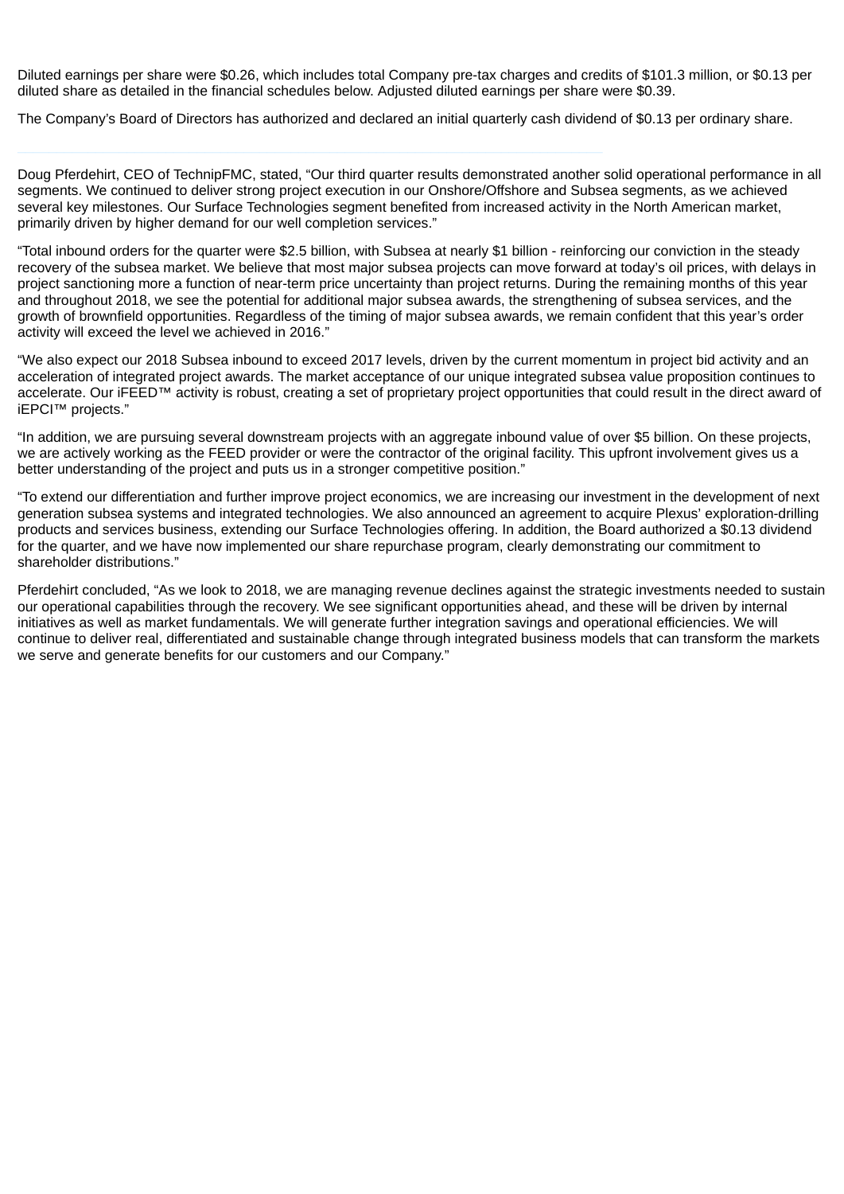Diluted earnings per share were $0.26, which includes total Company pre-tax charges and credits of $101.3 million, or $0.13 per diluted share as detailed in the financial schedules below. Adjusted diluted earnings per share were $0.39.

The Company's Board of Directors has authorized and declared an initial quarterly cash dividend of $0.13 per ordinary share.

---

Doug Pferdehirt, CEO of TechnipFMC, stated, "Our third quarter results demonstrated another solid operational performance in all segments. We continued to deliver strong project execution in our Onshore/Offshore and Subsea segments, as we achieved several key milestones. Our Surface Technologies segment benefited from increased activity in the North American market, primarily driven by higher demand for our well completion services."

"Total inbound orders for the quarter were $2.5 billion, with Subsea at nearly $1 billion - reinforcing our conviction in the steady recovery of the subsea market. We believe that most major subsea projects can move forward at today's oil prices, with delays in project sanctioning more a function of near-term price uncertainty than project returns. During the remaining months of this year and throughout 2018, we see the potential for additional major subsea awards, the strengthening of subsea services, and the growth of brownfield opportunities. Regardless of the timing of major subsea awards, we remain confident that this year's order activity will exceed the level we achieved in 2016."

"We also expect our 2018 Subsea inbound to exceed 2017 levels, driven by the current momentum in project bid activity and an acceleration of integrated project awards. The market acceptance of our unique integrated subsea value proposition continues to accelerate. Our iFEED™ activity is robust, creating a set of proprietary project opportunities that could result in the direct award of iEPCI™ projects."

"In addition, we are pursuing several downstream projects with an aggregate inbound value of over $5 billion. On these projects, we are actively working as the FEED provider or were the contractor of the original facility. This upfront involvement gives us a better understanding of the project and puts us in a stronger competitive position."

"To extend our differentiation and further improve project economics, we are increasing our investment in the development of next generation subsea systems and integrated technologies. We also announced an agreement to acquire Plexus' exploration-drilling products and services business, extending our Surface Technologies offering. In addition, the Board authorized a $0.13 dividend for the quarter, and we have now implemented our share repurchase program, clearly demonstrating our commitment to shareholder distributions."

Pferdehirt concluded, "As we look to 2018, we are managing revenue declines against the strategic investments needed to sustain our operational capabilities through the recovery. We see significant opportunities ahead, and these will be driven by internal initiatives as well as market fundamentals. We will generate further integration savings and operational efficiencies. We will continue to deliver real, differentiated and sustainable change through integrated business models that can transform the markets we serve and generate benefits for our customers and our Company."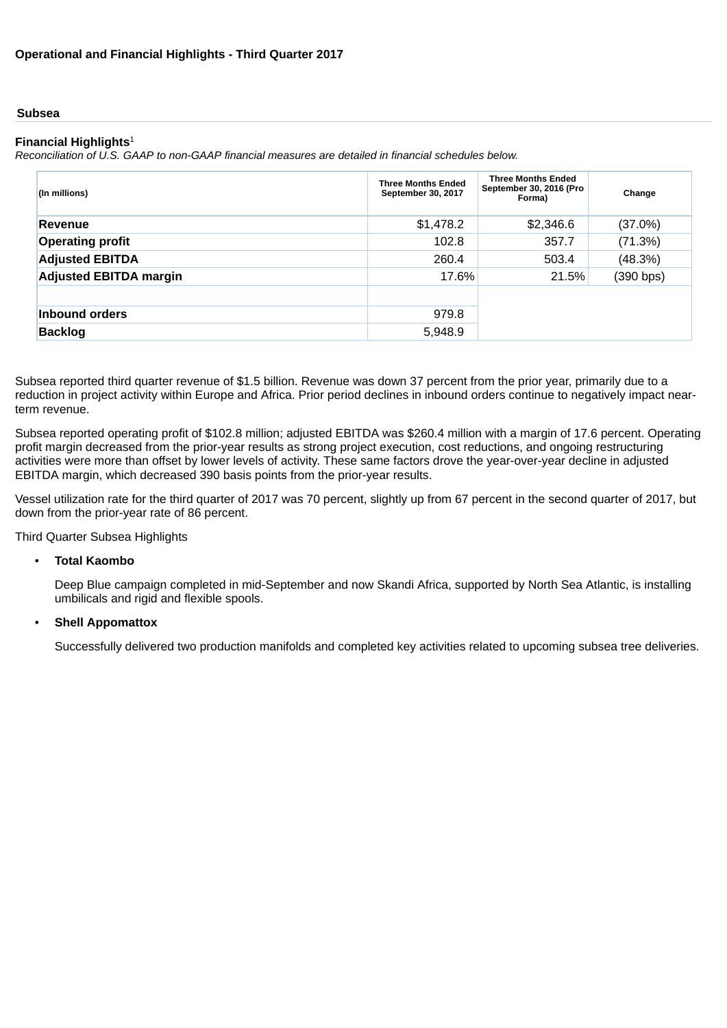**Operational and Financial Highlights - Third Quarter 2017**

## Subsea

**Financial Highlights**[1]

*Reconciliation of U.S. GAAP to non-GAAP financial measures are detailed in financial schedules below.*

| (In millions) | Three Months Ended September 30, 2017 | Three Months Ended September 30, 2016 (Pro Forma) | Change |
|---|---|---|---|
| **Revenue** | $1,478.2 | $2,346.6 | (37.0%) |
| **Operating profit** | 102.8 | 357.7 | (71.3%) |
| **Adjusted EBITDA** | 260.4 | 503.4 | (48.3%) |
| **Adjusted EBITDA margin** | 17.6% | 21.5% | (390 bps) |
| | | | |
| **Inbound orders** | 979.8 | | |
| **Backlog** | 5,948.9 | | |

Subsea reported third quarter revenue of $1.5 billion. Revenue was down 37 percent from the prior year, primarily due to a reduction in project activity within Europe and Africa. Prior period declines in inbound orders continue to negatively impact near-term revenue.

Subsea reported operating profit of $102.8 million; adjusted EBITDA was $260.4 million with a margin of 17.6 percent. Operating profit margin decreased from the prior-year results as strong project execution, cost reductions, and ongoing restructuring activities were more than offset by lower levels of activity. These same factors drove the year-over-year decline in adjusted EBITDA margin, which decreased 390 basis points from the prior-year results.

Vessel utilization rate for the third quarter of 2017 was 70 percent, slightly up from 67 percent in the second quarter of 2017, but down from the prior-year rate of 86 percent.

Third Quarter Subsea Highlights

- **Total Kaombo**

  Deep Blue campaign completed in mid-September and now Skandi Africa, supported by North Sea Atlantic, is installing umbilicals and rigid and flexible spools.

- **Shell Appomattox**

  Successfully delivered two production manifolds and completed key activities related to upcoming subsea tree deliveries.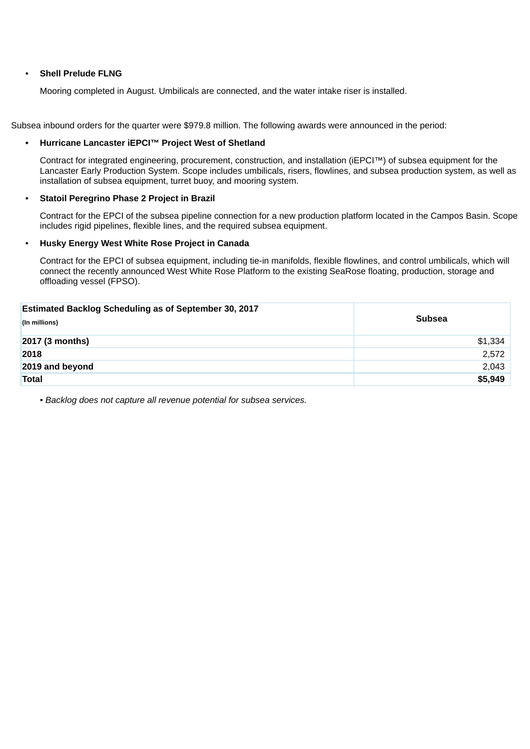- **Shell Prelude FLNG**

  Mooring completed in August. Umbilicals are connected, and the water intake riser is installed.

Subsea inbound orders for the quarter were $979.8 million. The following awards were announced in the period:

- **Hurricane Lancaster iEPCI™ Project West of Shetland**

  Contract for integrated engineering, procurement, construction, and installation (iEPCI™) of subsea equipment for the Lancaster Early Production System. Scope includes umbilicals, risers, flowlines, and subsea production system, as well as installation of subsea equipment, turret buoy, and mooring system.

- **Statoil Peregrino Phase 2 Project in Brazil**

  Contract for the EPCI of the subsea pipeline connection for a new production platform located in the Campos Basin. Scope includes rigid pipelines, flexible lines, and the required subsea equipment.

- **Husky Energy West White Rose Project in Canada**

  Contract for the EPCI of subsea equipment, including tie-in manifolds, flexible flowlines, and control umbilicals, which will connect the recently announced West White Rose Platform to the existing SeaRose floating, production, storage and offloading vessel (FPSO).

| **Estimated Backlog Scheduling as of September 30, 2017** (In millions) | **Subsea** |
|---|---|
| **2017 (3 months)** | $1,334 |
| **2018** | 2,572 |
| **2019 and beyond** | 2,043 |
| **Total** | **$5,949** |

*• Backlog does not capture all revenue potential for subsea services.*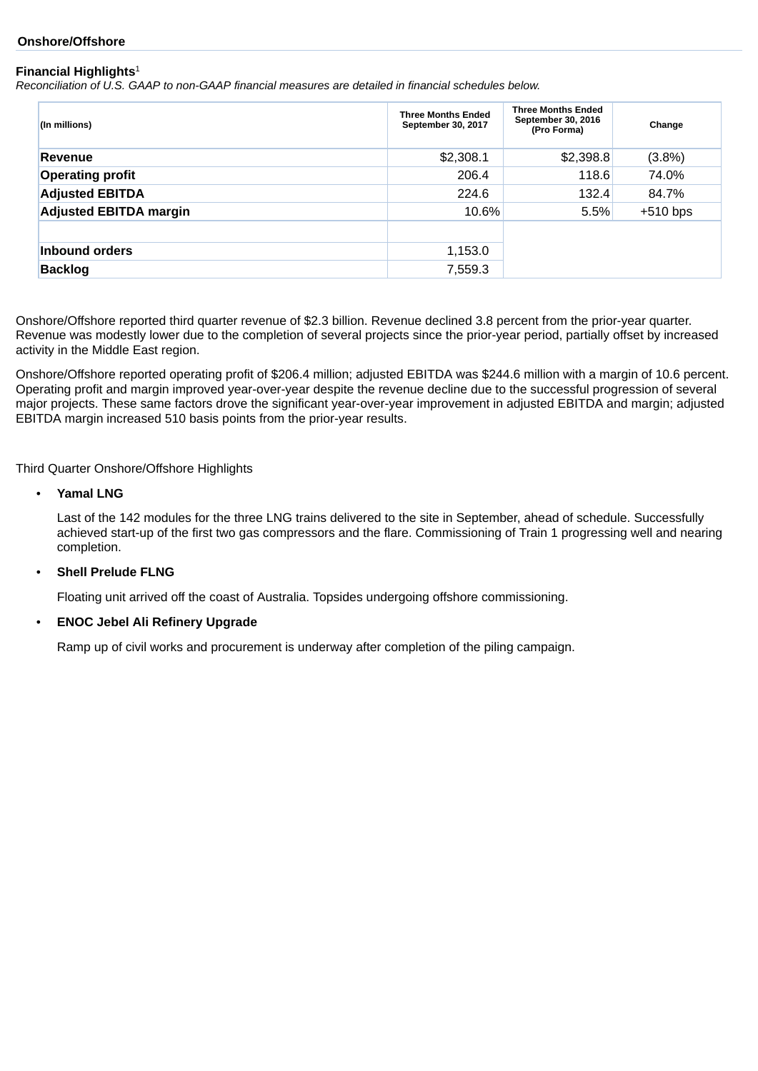## Onshore/Offshore

**Financial Highlights**[1]

*Reconciliation of U.S. GAAP to non-GAAP financial measures are detailed in financial schedules below.*

| (In millions) | Three Months Ended September 30, 2017 | Three Months Ended September 30, 2016 (Pro Forma) | Change |
|---|---|---|---|
| **Revenue** | $2,308.1 | $2,398.8 | (3.8%) |
| **Operating profit** | 206.4 | 118.6 | 74.0% |
| **Adjusted EBITDA** | 224.6 | 132.4 | 84.7% |
| **Adjusted EBITDA margin** | 10.6% | 5.5% | +510 bps |
| | | | |
| **Inbound orders** | 1,153.0 | | |
| **Backlog** | 7,559.3 | | |

Onshore/Offshore reported third quarter revenue of $2.3 billion. Revenue declined 3.8 percent from the prior-year quarter. Revenue was modestly lower due to the completion of several projects since the prior-year period, partially offset by increased activity in the Middle East region.

Onshore/Offshore reported operating profit of $206.4 million; adjusted EBITDA was $244.6 million with a margin of 10.6 percent. Operating profit and margin improved year-over-year despite the revenue decline due to the successful progression of several major projects. These same factors drove the significant year-over-year improvement in adjusted EBITDA and margin; adjusted EBITDA margin increased 510 basis points from the prior-year results.

Third Quarter Onshore/Offshore Highlights

- **Yamal LNG**

  Last of the 142 modules for the three LNG trains delivered to the site in September, ahead of schedule. Successfully achieved start-up of the first two gas compressors and the flare. Commissioning of Train 1 progressing well and nearing completion.

- **Shell Prelude FLNG**

  Floating unit arrived off the coast of Australia. Topsides undergoing offshore commissioning.

- **ENOC Jebel Ali Refinery Upgrade**

  Ramp up of civil works and procurement is underway after completion of the piling campaign.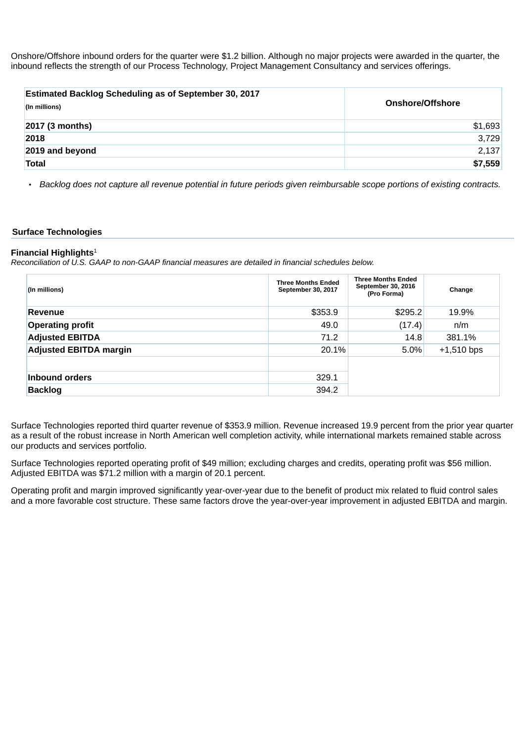Onshore/Offshore inbound orders for the quarter were $1.2 billion. Although no major projects were awarded in the quarter, the inbound reflects the strength of our Process Technology, Project Management Consultancy and services offerings.

| **Estimated Backlog Scheduling as of September 30, 2017** (In millions) | **Onshore/Offshore** |
|---|---|
| **2017 (3 months)** | $1,693 |
| **2018** | 3,729 |
| **2019 and beyond** | 2,137 |
| **Total** | **$7,559** |

- *Backlog does not capture all revenue potential in future periods given reimbursable scope portions of existing contracts.*

## Surface Technologies

**Financial Highlights**[1]

*Reconciliation of U.S. GAAP to non-GAAP financial measures are detailed in financial schedules below.*

| (In millions) | Three Months Ended September 30, 2017 | Three Months Ended September 30, 2016 (Pro Forma) | Change |
|---|---|---|---|
| **Revenue** | $353.9 | $295.2 | 19.9% |
| **Operating profit** | 49.0 | (17.4) | n/m |
| **Adjusted EBITDA** | 71.2 | 14.8 | 381.1% |
| **Adjusted EBITDA margin** | 20.1% | 5.0% | +1,510 bps |
| | | | |
| **Inbound orders** | 329.1 | | |
| **Backlog** | 394.2 | | |

Surface Technologies reported third quarter revenue of $353.9 million. Revenue increased 19.9 percent from the prior year quarter as a result of the robust increase in North American well completion activity, while international markets remained stable across our products and services portfolio.

Surface Technologies reported operating profit of $49 million; excluding charges and credits, operating profit was $56 million. Adjusted EBITDA was $71.2 million with a margin of 20.1 percent.

Operating profit and margin improved significantly year-over-year due to the benefit of product mix related to fluid control sales and a more favorable cost structure. These same factors drove the year-over-year improvement in adjusted EBITDA and margin.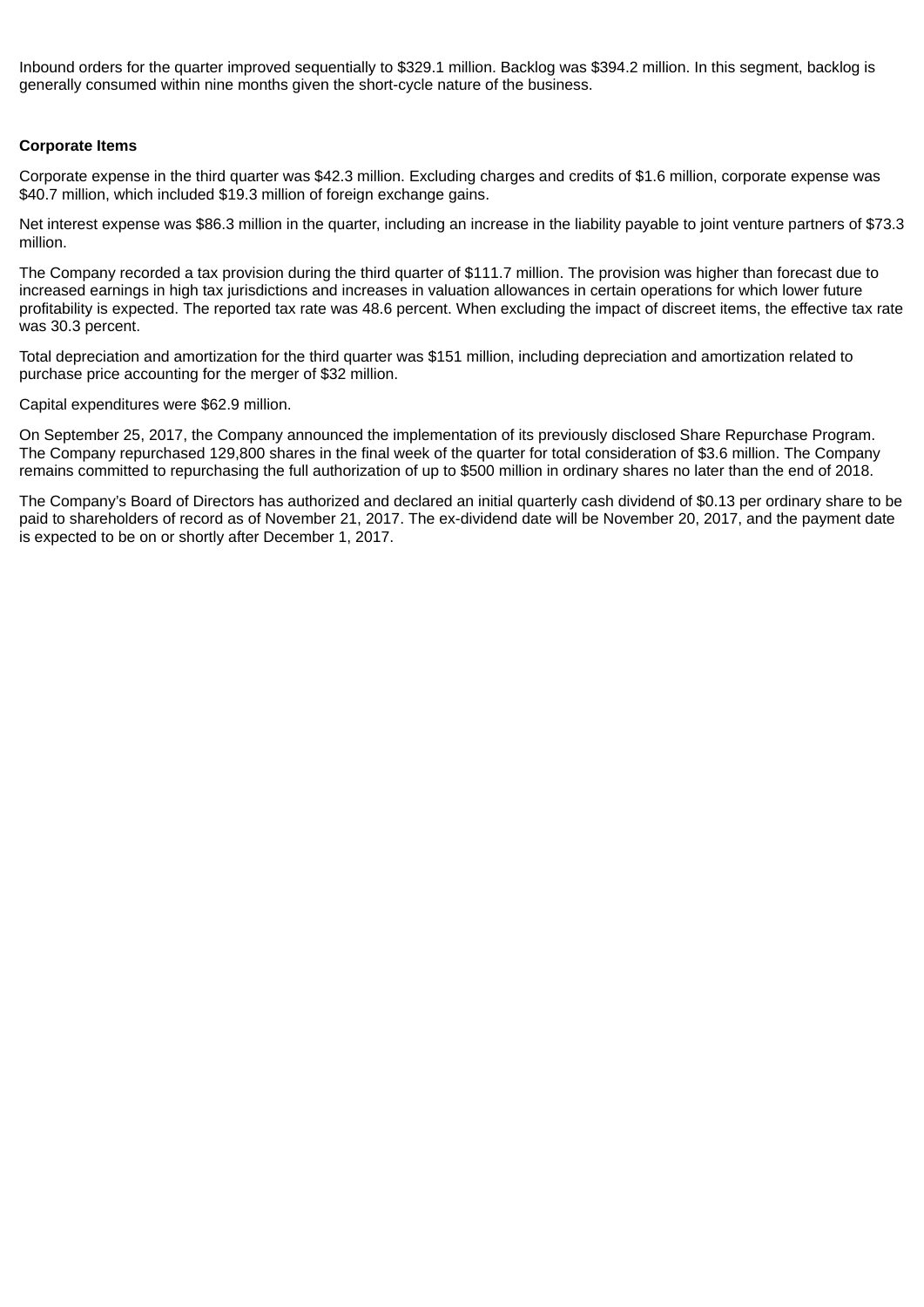Inbound orders for the quarter improved sequentially to $329.1 million. Backlog was $394.2 million. In this segment, backlog is generally consumed within nine months given the short-cycle nature of the business.

**Corporate Items**

Corporate expense in the third quarter was $42.3 million. Excluding charges and credits of $1.6 million, corporate expense was $40.7 million, which included $19.3 million of foreign exchange gains.

Net interest expense was $86.3 million in the quarter, including an increase in the liability payable to joint venture partners of $73.3 million.

The Company recorded a tax provision during the third quarter of $111.7 million. The provision was higher than forecast due to increased earnings in high tax jurisdictions and increases in valuation allowances in certain operations for which lower future profitability is expected. The reported tax rate was 48.6 percent. When excluding the impact of discreet items, the effective tax rate was 30.3 percent.

Total depreciation and amortization for the third quarter was $151 million, including depreciation and amortization related to purchase price accounting for the merger of $32 million.

Capital expenditures were $62.9 million.

On September 25, 2017, the Company announced the implementation of its previously disclosed Share Repurchase Program. The Company repurchased 129,800 shares in the final week of the quarter for total consideration of $3.6 million. The Company remains committed to repurchasing the full authorization of up to $500 million in ordinary shares no later than the end of 2018.

The Company's Board of Directors has authorized and declared an initial quarterly cash dividend of $0.13 per ordinary share to be paid to shareholders of record as of November 21, 2017. The ex-dividend date will be November 20, 2017, and the payment date is expected to be on or shortly after December 1, 2017.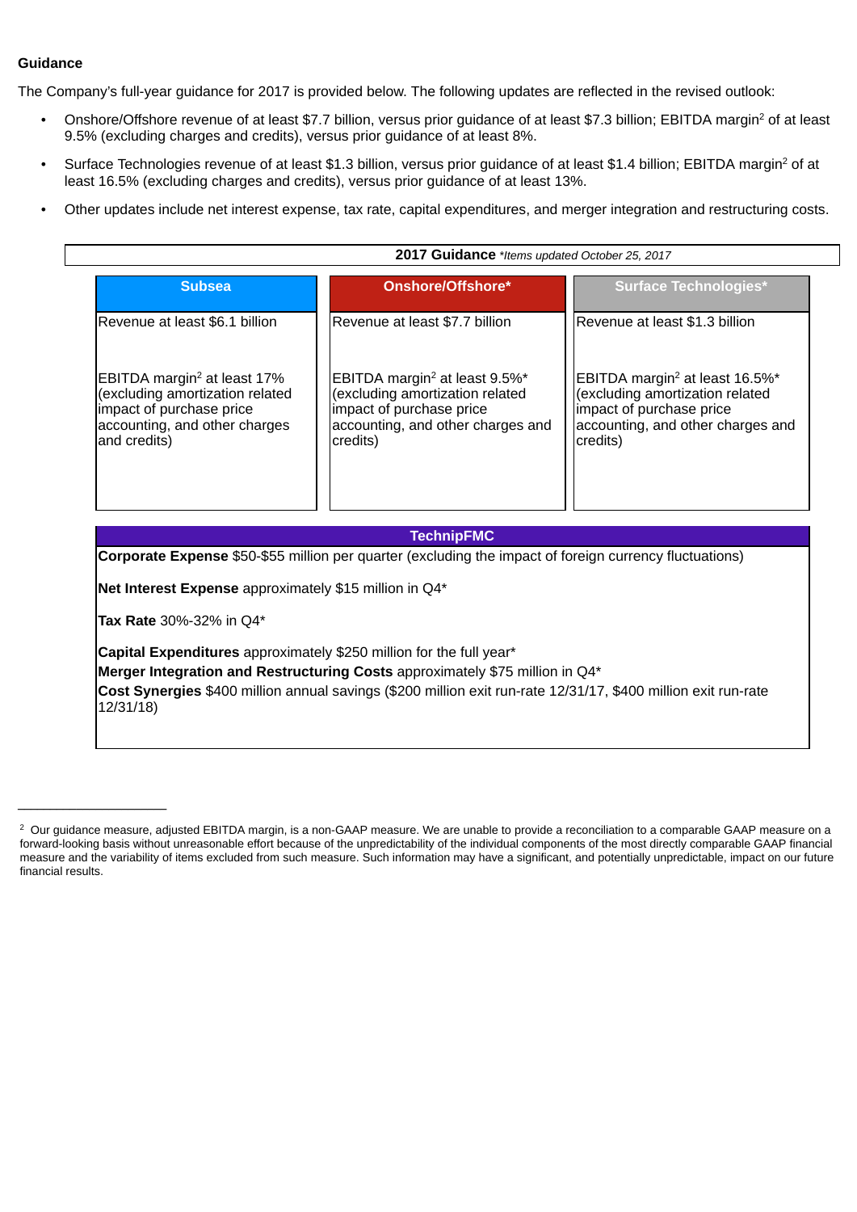**Guidance**

The Company's full-year guidance for 2017 is provided below. The following updates are reflected in the revised outlook:

- Onshore/Offshore revenue of at least $7.7 billion, versus prior guidance of at least $7.3 billion; EBITDA margin[2] of at least 9.5% (excluding charges and credits), versus prior guidance of at least 8%.
- Surface Technologies revenue of at least $1.3 billion, versus prior guidance of at least $1.4 billion; EBITDA margin[2] of at least 16.5% (excluding charges and credits), versus prior guidance of at least 13%.
- Other updates include net interest expense, tax rate, capital expenditures, and merger integration and restructuring costs.

**2017 Guidance** *\*Items updated October 25, 2017*

| Subsea | Onshore/Offshore* | Surface Technologies* |
|---|---|---|
| Revenue at least $6.1 billion | Revenue at least $7.7 billion | Revenue at least $1.3 billion |
| EBITDA margin[2] at least 17% (excluding amortization related impact of purchase price accounting, and other charges and credits) | EBITDA margin[2] at least 9.5%* (excluding amortization related impact of purchase price accounting, and other charges and credits) | EBITDA margin[2] at least 16.5%* (excluding amortization related impact of purchase price accounting, and other charges and credits) |

| TechnipFMC |
|---|
| **Corporate Expense** $50-$55 million per quarter (excluding the impact of foreign currency fluctuations) |
| **Net Interest Expense** approximately $15 million in Q4* |
| **Tax Rate** 30%-32% in Q4* |
| **Capital Expenditures** approximately $250 million for the full year* |
| **Merger Integration and Restructuring Costs** approximately $75 million in Q4* |
| **Cost Synergies** $400 million annual savings ($200 million exit run-rate 12/31/17, $400 million exit run-rate 12/31/18) |

---

[2] Our guidance measure, adjusted EBITDA margin, is a non-GAAP measure. We are unable to provide a reconciliation to a comparable GAAP measure on a forward-looking basis without unreasonable effort because of the unpredictability of the individual components of the most directly comparable GAAP financial measure and the variability of items excluded from such measure. Such information may have a significant, and potentially unpredictable, impact on our future financial results.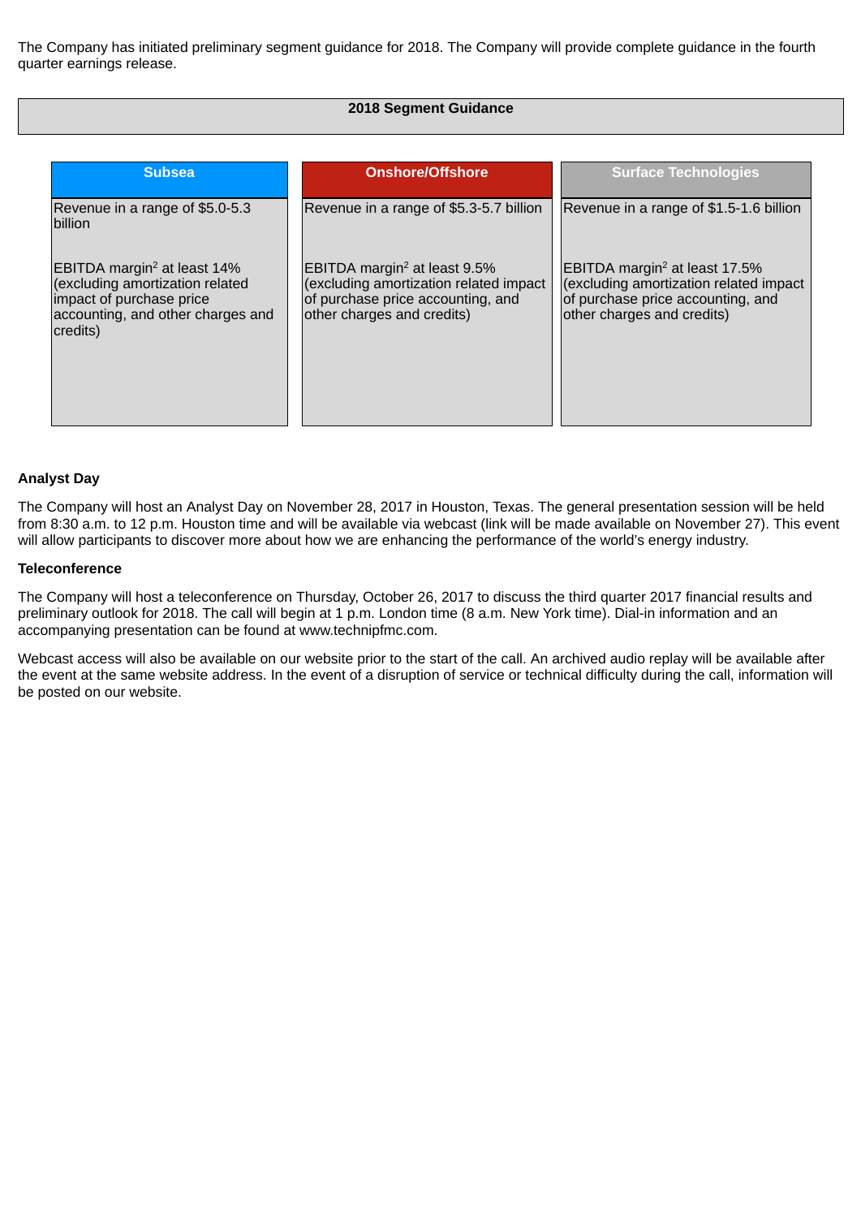The Company has initiated preliminary segment guidance for 2018. The Company will provide complete guidance in the fourth quarter earnings release.

**2018 Segment Guidance**

| Subsea | Onshore/Offshore | Surface Technologies |
| --- | --- | --- |
| Revenue in a range of $5.0-5.3 billion | Revenue in a range of $5.3-5.7 billion | Revenue in a range of $1.5-1.6 billion |
| EBITDA margin[2] at least 14% (excluding amortization related impact of purchase price accounting, and other charges and credits) | EBITDA margin[2] at least 9.5% (excluding amortization related impact of purchase price accounting, and other charges and credits) | EBITDA margin[2] at least 17.5% (excluding amortization related impact of purchase price accounting, and other charges and credits) |

**Analyst Day**

The Company will host an Analyst Day on November 28, 2017 in Houston, Texas. The general presentation session will be held from 8:30 a.m. to 12 p.m. Houston time and will be available via webcast (link will be made available on November 27). This event will allow participants to discover more about how we are enhancing the performance of the world's energy industry.

**Teleconference**

The Company will host a teleconference on Thursday, October 26, 2017 to discuss the third quarter 2017 financial results and preliminary outlook for 2018. The call will begin at 1 p.m. London time (8 a.m. New York time). Dial-in information and an accompanying presentation can be found at www.technipfmc.com.

Webcast access will also be available on our website prior to the start of the call. An archived audio replay will be available after the event at the same website address. In the event of a disruption of service or technical difficulty during the call, information will be posted on our website.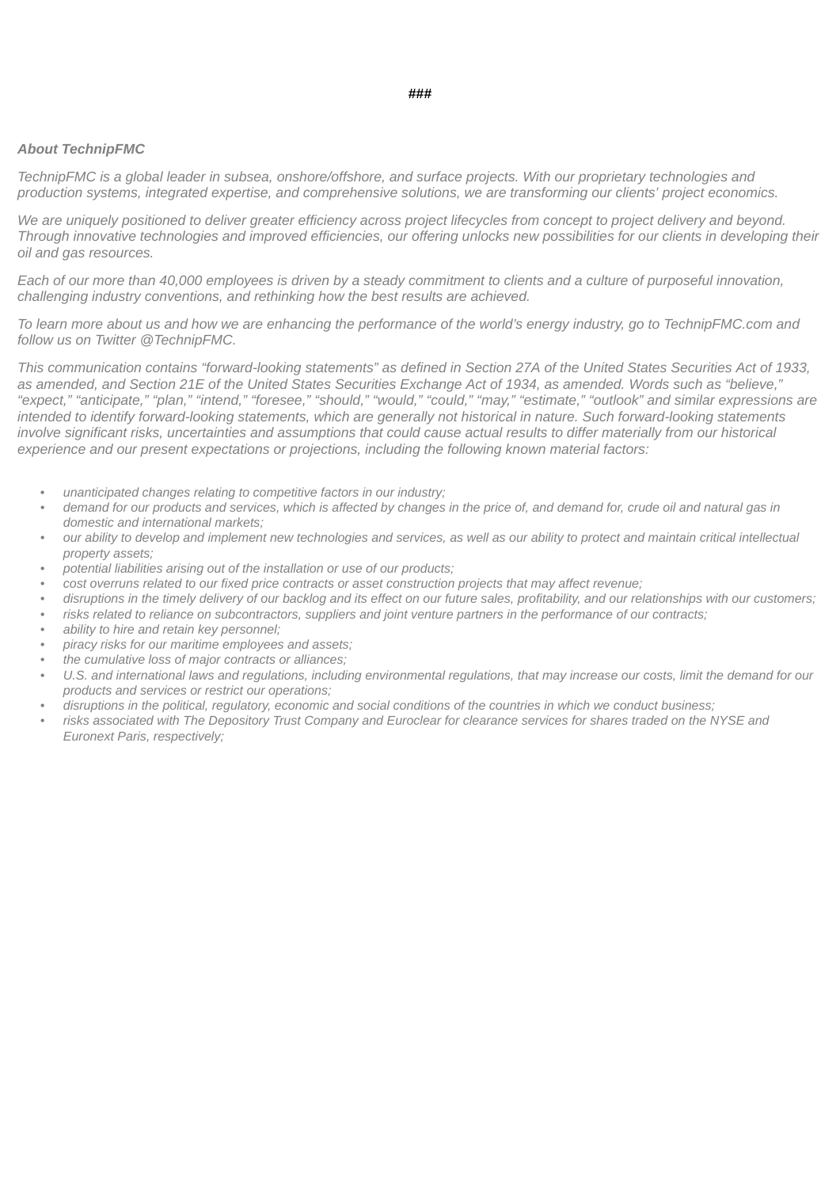###

***About TechnipFMC***

*TechnipFMC is a global leader in subsea, onshore/offshore, and surface projects. With our proprietary technologies and production systems, integrated expertise, and comprehensive solutions, we are transforming our clients' project economics.*

*We are uniquely positioned to deliver greater efficiency across project lifecycles from concept to project delivery and beyond. Through innovative technologies and improved efficiencies, our offering unlocks new possibilities for our clients in developing their oil and gas resources.*

*Each of our more than 40,000 employees is driven by a steady commitment to clients and a culture of purposeful innovation, challenging industry conventions, and rethinking how the best results are achieved.*

*To learn more about us and how we are enhancing the performance of the world's energy industry, go to TechnipFMC.com and follow us on Twitter @TechnipFMC.*

*This communication contains "forward-looking statements" as defined in Section 27A of the United States Securities Act of 1933, as amended, and Section 21E of the United States Securities Exchange Act of 1934, as amended. Words such as "believe," "expect," "anticipate," "plan," "intend," "foresee," "should," "would," "could," "may," "estimate," "outlook" and similar expressions are intended to identify forward-looking statements, which are generally not historical in nature. Such forward-looking statements involve significant risks, uncertainties and assumptions that could cause actual results to differ materially from our historical experience and our present expectations or projections, including the following known material factors:*

- *unanticipated changes relating to competitive factors in our industry;*
- *demand for our products and services, which is affected by changes in the price of, and demand for, crude oil and natural gas in domestic and international markets;*
- *our ability to develop and implement new technologies and services, as well as our ability to protect and maintain critical intellectual property assets;*
- *potential liabilities arising out of the installation or use of our products;*
- *cost overruns related to our fixed price contracts or asset construction projects that may affect revenue;*
- *disruptions in the timely delivery of our backlog and its effect on our future sales, profitability, and our relationships with our customers;*
- *risks related to reliance on subcontractors, suppliers and joint venture partners in the performance of our contracts;*
- *ability to hire and retain key personnel;*
- *piracy risks for our maritime employees and assets;*
- *the cumulative loss of major contracts or alliances;*
- *U.S. and international laws and regulations, including environmental regulations, that may increase our costs, limit the demand for our products and services or restrict our operations;*
- *disruptions in the political, regulatory, economic and social conditions of the countries in which we conduct business;*
- *risks associated with The Depository Trust Company and Euroclear for clearance services for shares traded on the NYSE and Euronext Paris, respectively;*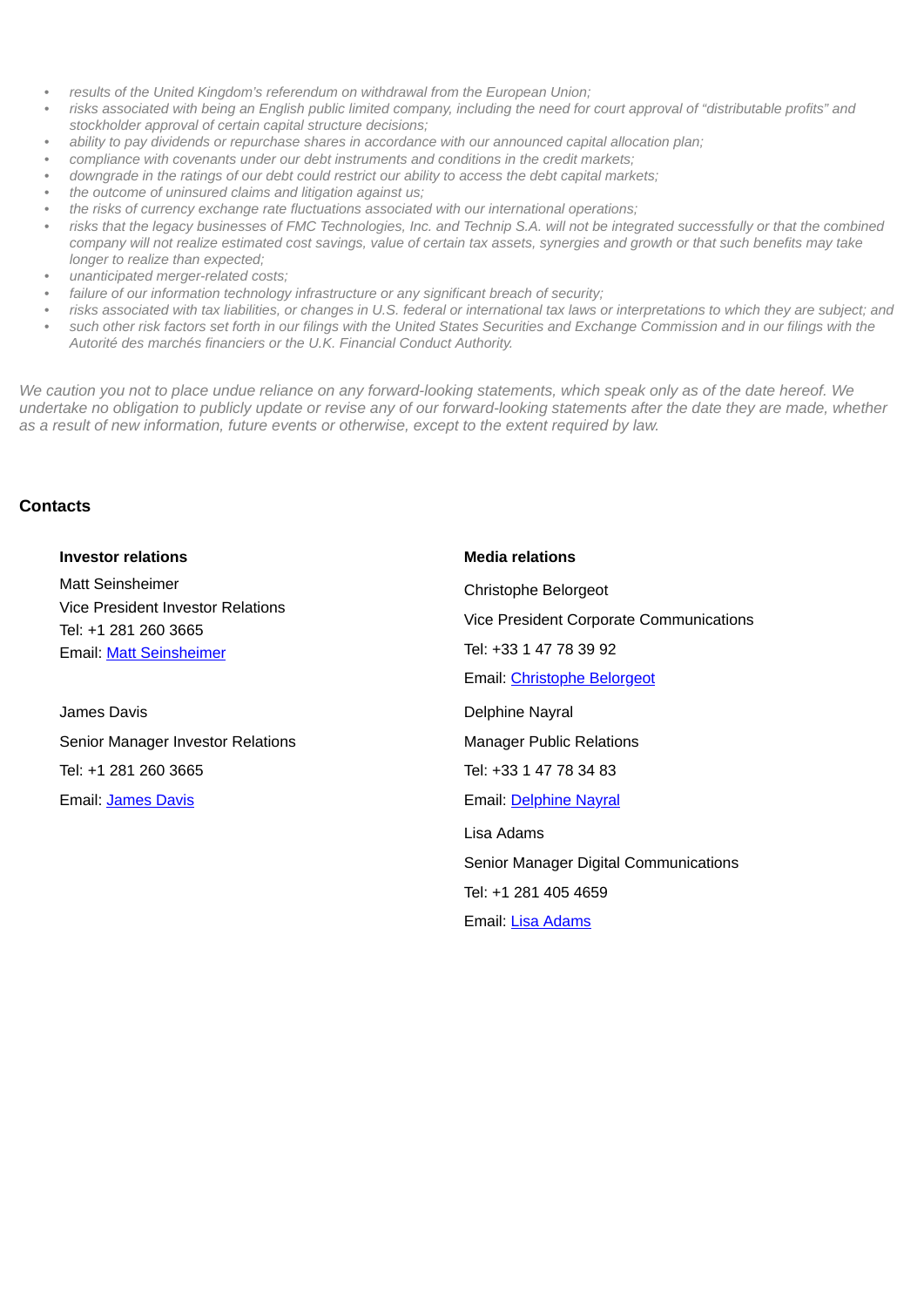- *results of the United Kingdom's referendum on withdrawal from the European Union;*
- *risks associated with being an English public limited company, including the need for court approval of "distributable profits" and stockholder approval of certain capital structure decisions;*
- *ability to pay dividends or repurchase shares in accordance with our announced capital allocation plan;*
- *compliance with covenants under our debt instruments and conditions in the credit markets;*
- *downgrade in the ratings of our debt could restrict our ability to access the debt capital markets;*
- *the outcome of uninsured claims and litigation against us;*
- *the risks of currency exchange rate fluctuations associated with our international operations;*
- *risks that the legacy businesses of FMC Technologies, Inc. and Technip S.A. will not be integrated successfully or that the combined company will not realize estimated cost savings, value of certain tax assets, synergies and growth or that such benefits may take longer to realize than expected;*
- *unanticipated merger-related costs;*
- *failure of our information technology infrastructure or any significant breach of security;*
- *risks associated with tax liabilities, or changes in U.S. federal or international tax laws or interpretations to which they are subject; and*
- *such other risk factors set forth in our filings with the United States Securities and Exchange Commission and in our filings with the Autorité des marchés financiers or the U.K. Financial Conduct Authority.*

*We caution you not to place undue reliance on any forward-looking statements, which speak only as of the date hereof. We undertake no obligation to publicly update or revise any of our forward-looking statements after the date they are made, whether as a result of new information, future events or otherwise, except to the extent required by law.*

## Contacts

**Investor relations**

Matt Seinsheimer
Vice President Investor Relations
Tel: +1 281 260 3665
Email: Matt Seinsheimer

James Davis
Senior Manager Investor Relations
Tel: +1 281 260 3665
Email: James Davis

**Media relations**

Christophe Belorgeot
Vice President Corporate Communications
Tel: +33 1 47 78 39 92
Email: Christophe Belorgeot

Delphine Nayral
Manager Public Relations
Tel: +33 1 47 78 34 83
Email: Delphine Nayral

Lisa Adams
Senior Manager Digital Communications
Tel: +1 281 405 4659
Email: Lisa Adams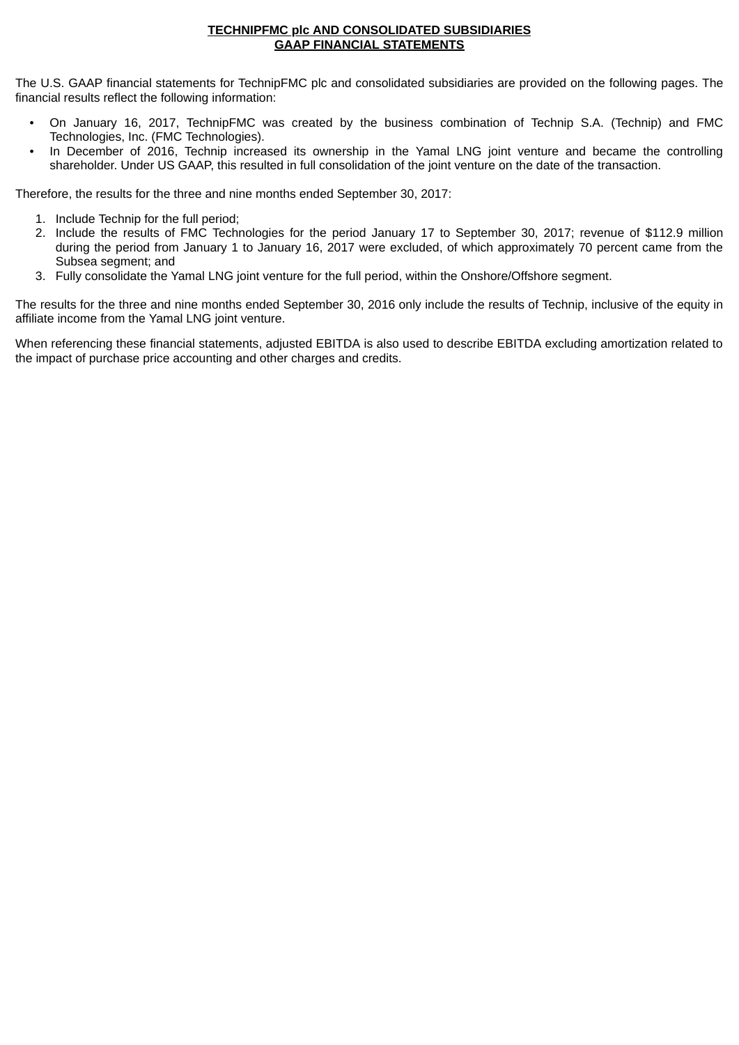**TECHNIPFMC plc AND CONSOLIDATED SUBSIDIARIES**
**GAAP FINANCIAL STATEMENTS**

The U.S. GAAP financial statements for TechnipFMC plc and consolidated subsidiaries are provided on the following pages. The financial results reflect the following information:

- On January 16, 2017, TechnipFMC was created by the business combination of Technip S.A. (Technip) and FMC Technologies, Inc. (FMC Technologies).
- In December of 2016, Technip increased its ownership in the Yamal LNG joint venture and became the controlling shareholder. Under US GAAP, this resulted in full consolidation of the joint venture on the date of the transaction.

Therefore, the results for the three and nine months ended September 30, 2017:

1. Include Technip for the full period;
2. Include the results of FMC Technologies for the period January 17 to September 30, 2017; revenue of $112.9 million during the period from January 1 to January 16, 2017 were excluded, of which approximately 70 percent came from the Subsea segment; and
3. Fully consolidate the Yamal LNG joint venture for the full period, within the Onshore/Offshore segment.

The results for the three and nine months ended September 30, 2016 only include the results of Technip, inclusive of the equity in affiliate income from the Yamal LNG joint venture.

When referencing these financial statements, adjusted EBITDA is also used to describe EBITDA excluding amortization related to the impact of purchase price accounting and other charges and credits.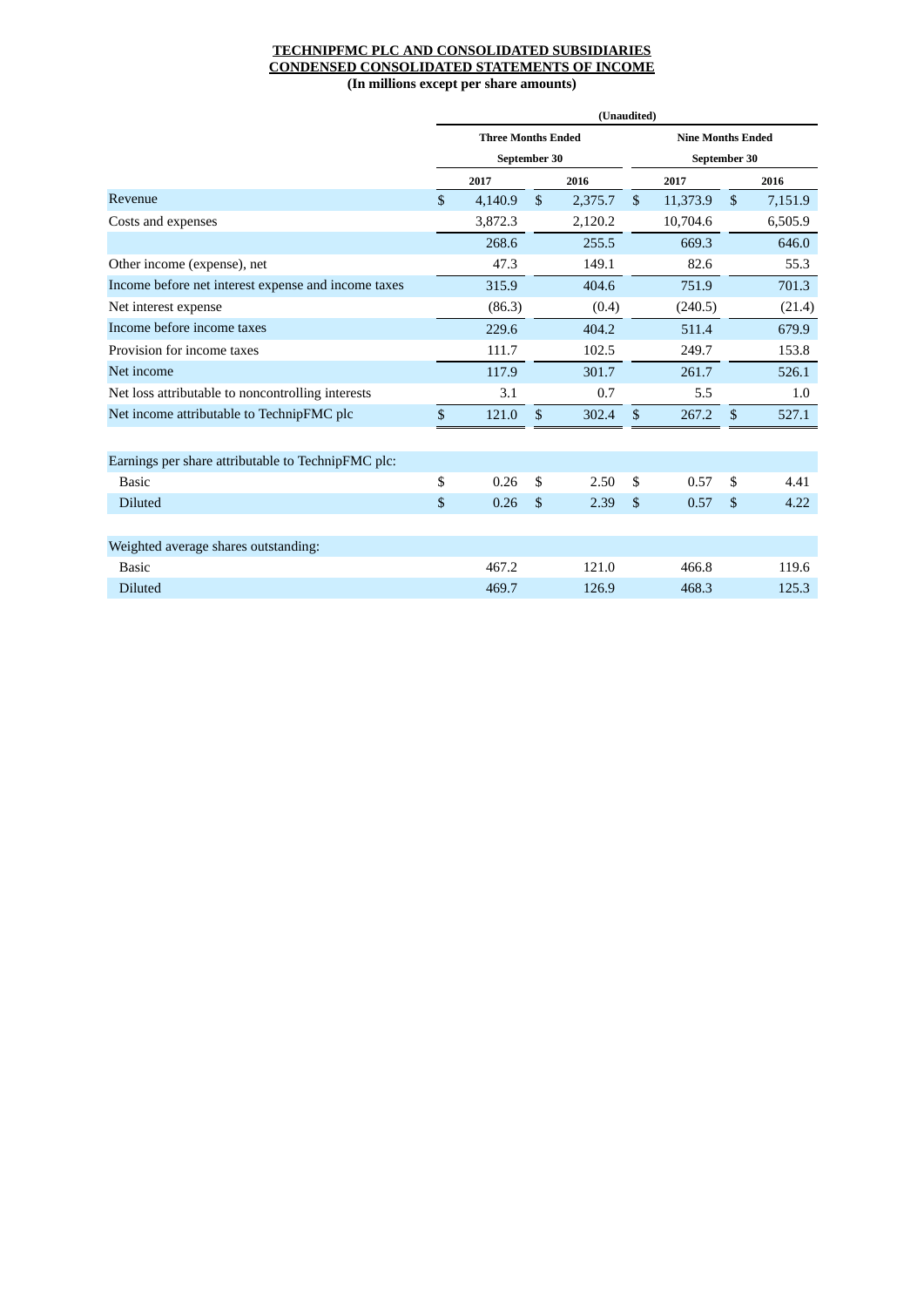**TECHNIPFMC PLC AND CONSOLIDATED SUBSIDIARIES**
**CONDENSED CONSOLIDATED STATEMENTS OF INCOME**
**(In millions except per share amounts)**

| | (Unaudited) | | | |
|---|---|---|---|---|
| | Three Months Ended September 30 | | Nine Months Ended September 30 | |
| | 2017 | 2016 | 2017 | 2016 |
| Revenue | $ 4,140.9 | $ 2,375.7 | $ 11,373.9 | $ 7,151.9 |
| Costs and expenses | 3,872.3 | 2,120.2 | 10,704.6 | 6,505.9 |
| | 268.6 | 255.5 | 669.3 | 646.0 |
| Other income (expense), net | 47.3 | 149.1 | 82.6 | 55.3 |
| Income before net interest expense and income taxes | 315.9 | 404.6 | 751.9 | 701.3 |
| Net interest expense | (86.3) | (0.4) | (240.5) | (21.4) |
| Income before income taxes | 229.6 | 404.2 | 511.4 | 679.9 |
| Provision for income taxes | 111.7 | 102.5 | 249.7 | 153.8 |
| Net income | 117.9 | 301.7 | 261.7 | 526.1 |
| Net loss attributable to noncontrolling interests | 3.1 | 0.7 | 5.5 | 1.0 |
| Net income attributable to TechnipFMC plc | $ 121.0 | $ 302.4 | $ 267.2 | $ 527.1 |
| | | | | |
| Earnings per share attributable to TechnipFMC plc: | | | | |
| Basic | $ 0.26 | $ 2.50 | $ 0.57 | $ 4.41 |
| Diluted | $ 0.26 | $ 2.39 | $ 0.57 | $ 4.22 |
| | | | | |
| Weighted average shares outstanding: | | | | |
| Basic | 467.2 | 121.0 | 466.8 | 119.6 |
| Diluted | 469.7 | 126.9 | 468.3 | 125.3 |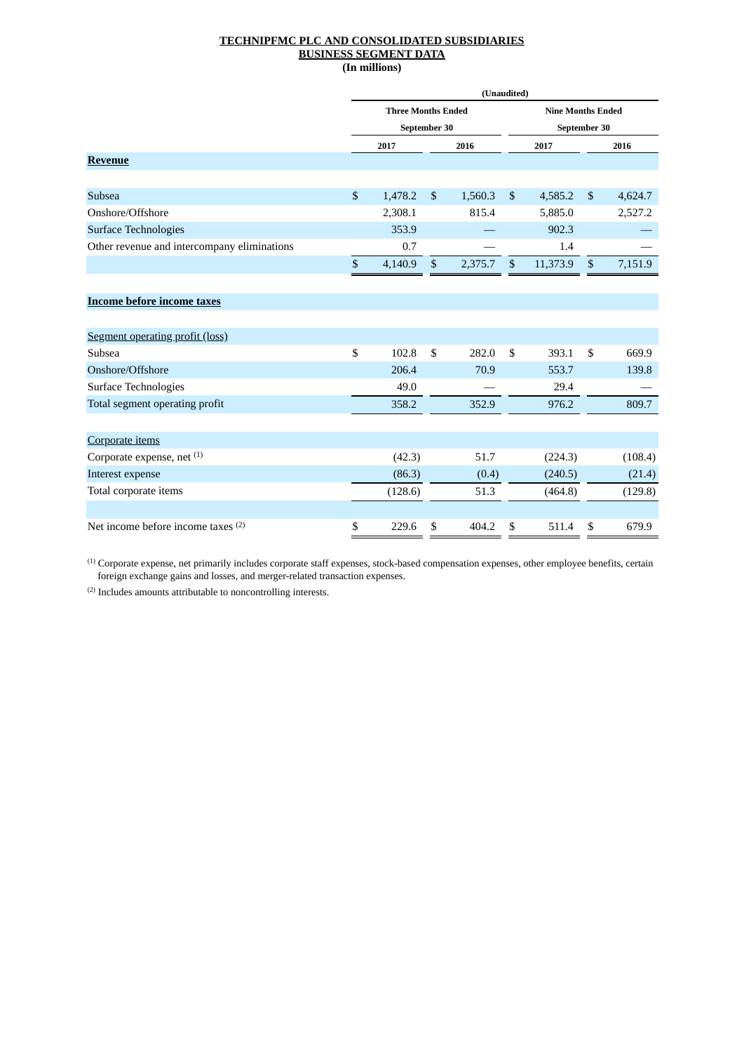**TECHNIPFMC PLC AND CONSOLIDATED SUBSIDIARIES**
**BUSINESS SEGMENT DATA**
**(In millions)**

| | (Unaudited) | | | |
|---|---|---|---|---|
| | Three Months Ended September 30 | | Nine Months Ended September 30 | |
| | 2017 | 2016 | 2017 | 2016 |
| **Revenue** | | | | |
| Subsea | $ 1,478.2 | $ 1,560.3 | $ 4,585.2 | $ 4,624.7 |
| Onshore/Offshore | 2,308.1 | 815.4 | 5,885.0 | 2,527.2 |
| Surface Technologies | 353.9 | — | 902.3 | — |
| Other revenue and intercompany eliminations | 0.7 | — | 1.4 | — |
| | $ 4,140.9 | $ 2,375.7 | $ 11,373.9 | $ 7,151.9 |
| **Income before income taxes** | | | | |
| Segment operating profit (loss) | | | | |
| Subsea | $ 102.8 | $ 282.0 | $ 393.1 | $ 669.9 |
| Onshore/Offshore | 206.4 | 70.9 | 553.7 | 139.8 |
| Surface Technologies | 49.0 | — | 29.4 | — |
| Total segment operating profit | 358.2 | 352.9 | 976.2 | 809.7 |
| Corporate items | | | | |
| Corporate expense, net [1] | (42.3) | 51.7 | (224.3) | (108.4) |
| Interest expense | (86.3) | (0.4) | (240.5) | (21.4) |
| Total corporate items | (128.6) | 51.3 | (464.8) | (129.8) |
| Net income before income taxes [2] | $ 229.6 | $ 404.2 | $ 511.4 | $ 679.9 |

[1] Corporate expense, net primarily includes corporate staff expenses, stock-based compensation expenses, other employee benefits, certain foreign exchange gains and losses, and merger-related transaction expenses.

[2] Includes amounts attributable to noncontrolling interests.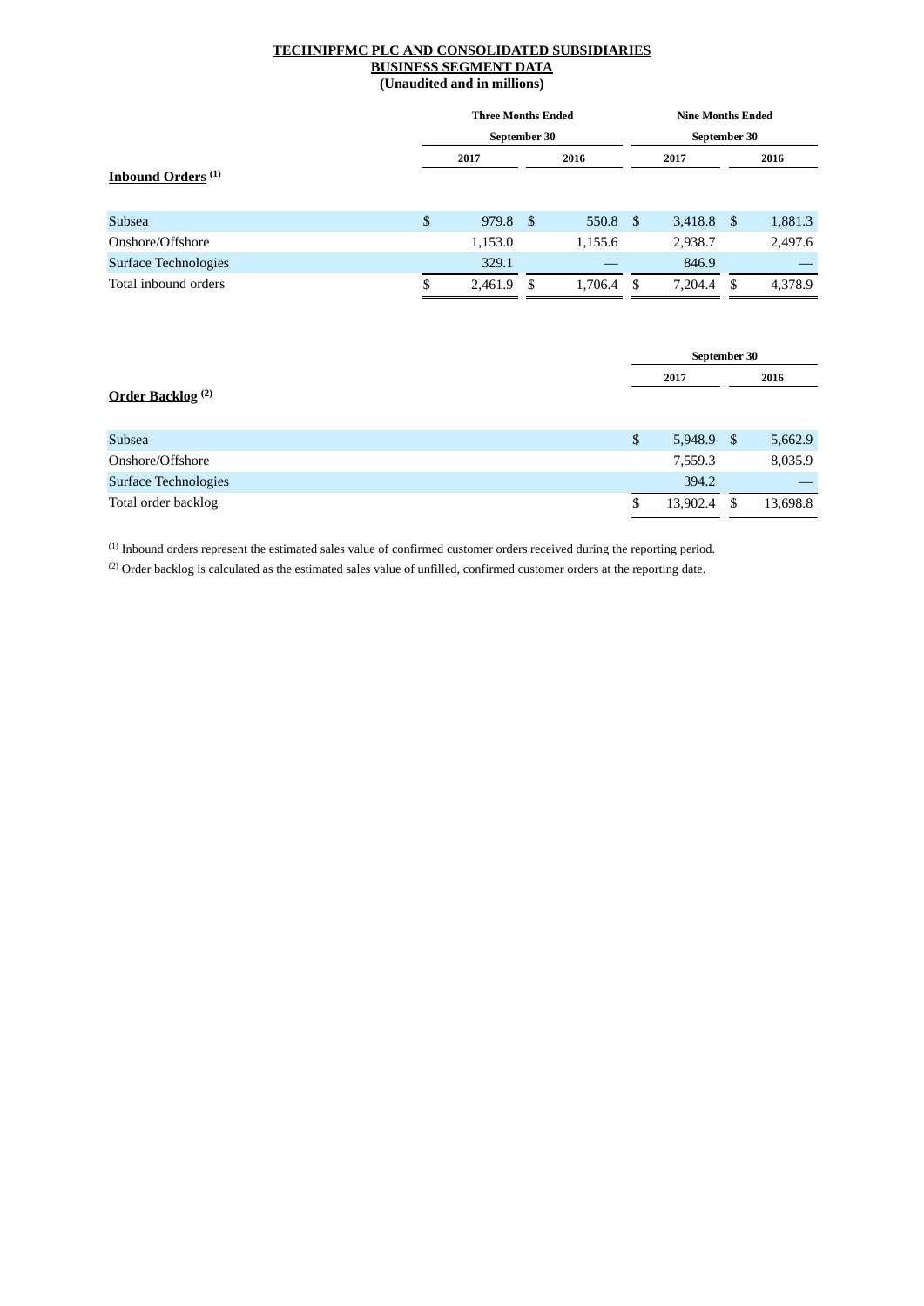**TECHNIPFMC PLC AND CONSOLIDATED SUBSIDIARIES**
**BUSINESS SEGMENT DATA**
**(Unaudited and in millions)**

| | Three Months Ended September 30 | | Nine Months Ended September 30 | |
|---|---|---|---|---|
| | 2017 | 2016 | 2017 | 2016 |
| **Inbound Orders [1]** | | | | |
| Subsea | $ 979.8 | $ 550.8 | $ 3,418.8 | $ 1,881.3 |
| Onshore/Offshore | 1,153.0 | 1,155.6 | 2,938.7 | 2,497.6 |
| Surface Technologies | 329.1 | — | 846.9 | — |
| Total inbound orders | $ 2,461.9 | $ 1,706.4 | $ 7,204.4 | $ 4,378.9 |

| | September 30 | |
|---|---|---|
| | 2017 | 2016 |
| **Order Backlog [2]** | | |
| Subsea | $ 5,948.9 | $ 5,662.9 |
| Onshore/Offshore | 7,559.3 | 8,035.9 |
| Surface Technologies | 394.2 | — |
| Total order backlog | $ 13,902.4 | $ 13,698.8 |

[1] Inbound orders represent the estimated sales value of confirmed customer orders received during the reporting period.

[2] Order backlog is calculated as the estimated sales value of unfilled, confirmed customer orders at the reporting date.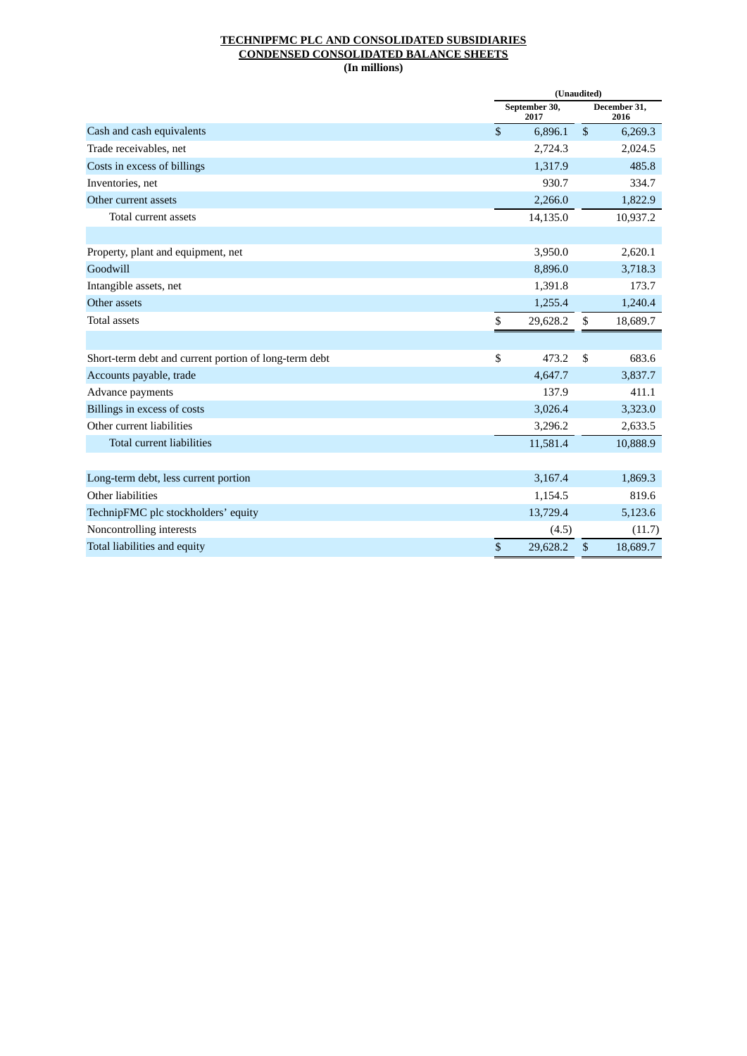**TECHNIPFMC PLC AND CONSOLIDATED SUBSIDIARIES**
**CONDENSED CONSOLIDATED BALANCE SHEETS**
**(In millions)**

| | (Unaudited) | |
|---|---|---|
| | September 30, 2017 | December 31, 2016 |
| Cash and cash equivalents | $ 6,896.1 | $ 6,269.3 |
| Trade receivables, net | 2,724.3 | 2,024.5 |
| Costs in excess of billings | 1,317.9 | 485.8 |
| Inventories, net | 930.7 | 334.7 |
| Other current assets | 2,266.0 | 1,822.9 |
| Total current assets | 14,135.0 | 10,937.2 |
| | | |
| Property, plant and equipment, net | 3,950.0 | 2,620.1 |
| Goodwill | 8,896.0 | 3,718.3 |
| Intangible assets, net | 1,391.8 | 173.7 |
| Other assets | 1,255.4 | 1,240.4 |
| Total assets | $ 29,628.2 | $ 18,689.7 |
| | | |
| Short-term debt and current portion of long-term debt | $ 473.2 | $ 683.6 |
| Accounts payable, trade | 4,647.7 | 3,837.7 |
| Advance payments | 137.9 | 411.1 |
| Billings in excess of costs | 3,026.4 | 3,323.0 |
| Other current liabilities | 3,296.2 | 2,633.5 |
| Total current liabilities | 11,581.4 | 10,888.9 |
| | | |
| Long-term debt, less current portion | 3,167.4 | 1,869.3 |
| Other liabilities | 1,154.5 | 819.6 |
| TechnipFMC plc stockholders' equity | 13,729.4 | 5,123.6 |
| Noncontrolling interests | (4.5) | (11.7) |
| Total liabilities and equity | $ 29,628.2 | $ 18,689.7 |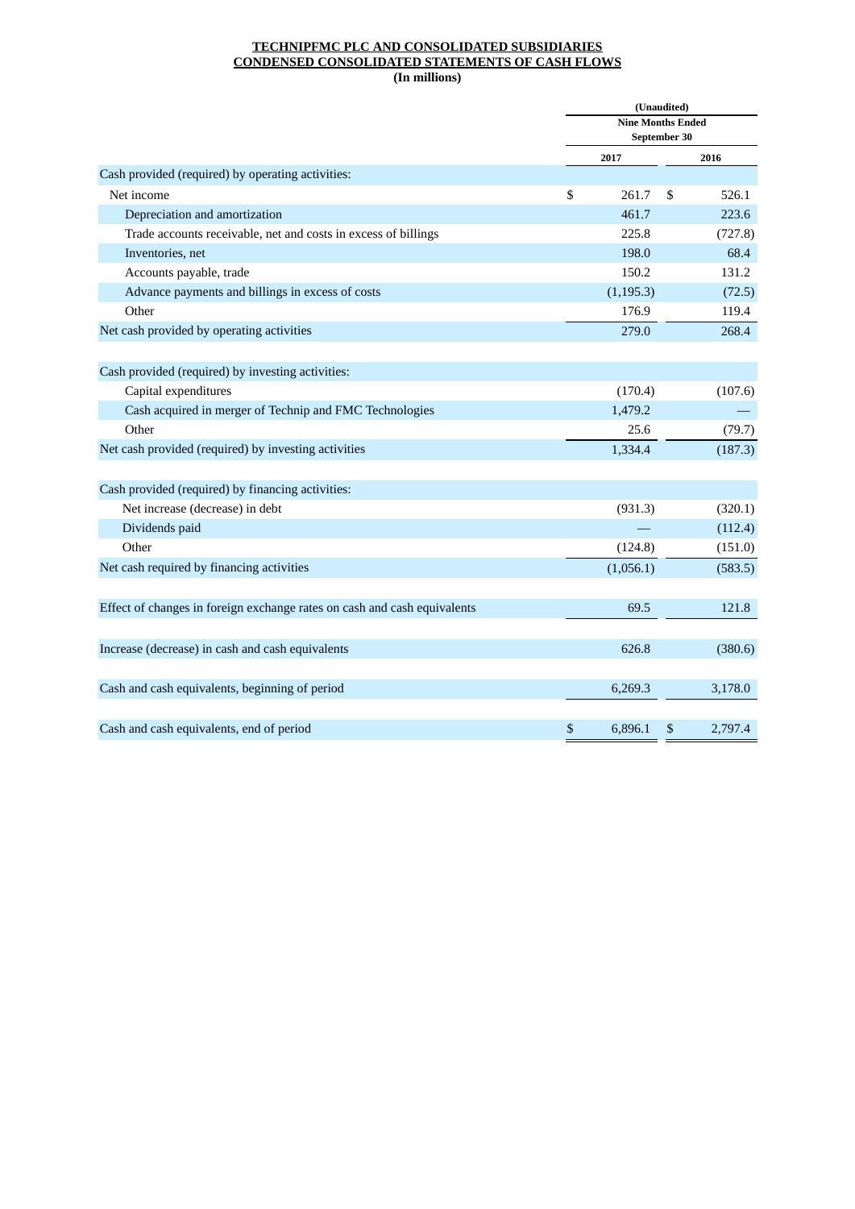**TECHNIPFMC PLC AND CONSOLIDATED SUBSIDIARIES**
**CONDENSED CONSOLIDATED STATEMENTS OF CASH FLOWS**
**(In millions)**

| | (Unaudited) | |
|---|---|---|
| | Nine Months Ended September 30 | |
| | 2017 | 2016 |
| Cash provided (required) by operating activities: | | |
| Net income | $ 261.7 | $ 526.1 |
| Depreciation and amortization | 461.7 | 223.6 |
| Trade accounts receivable, net and costs in excess of billings | 225.8 | (727.8) |
| Inventories, net | 198.0 | 68.4 |
| Accounts payable, trade | 150.2 | 131.2 |
| Advance payments and billings in excess of costs | (1,195.3) | (72.5) |
| Other | 176.9 | 119.4 |
| Net cash provided by operating activities | 279.0 | 268.4 |
| | | |
| Cash provided (required) by investing activities: | | |
| Capital expenditures | (170.4) | (107.6) |
| Cash acquired in merger of Technip and FMC Technologies | 1,479.2 | — |
| Other | 25.6 | (79.7) |
| Net cash provided (required) by investing activities | 1,334.4 | (187.3) |
| | | |
| Cash provided (required) by financing activities: | | |
| Net increase (decrease) in debt | (931.3) | (320.1) |
| Dividends paid | — | (112.4) |
| Other | (124.8) | (151.0) |
| Net cash required by financing activities | (1,056.1) | (583.5) |
| | | |
| Effect of changes in foreign exchange rates on cash and cash equivalents | 69.5 | 121.8 |
| | | |
| Increase (decrease) in cash and cash equivalents | 626.8 | (380.6) |
| | | |
| Cash and cash equivalents, beginning of period | 6,269.3 | 3,178.0 |
| | | |
| Cash and cash equivalents, end of period | $ 6,896.1 | $ 2,797.4 |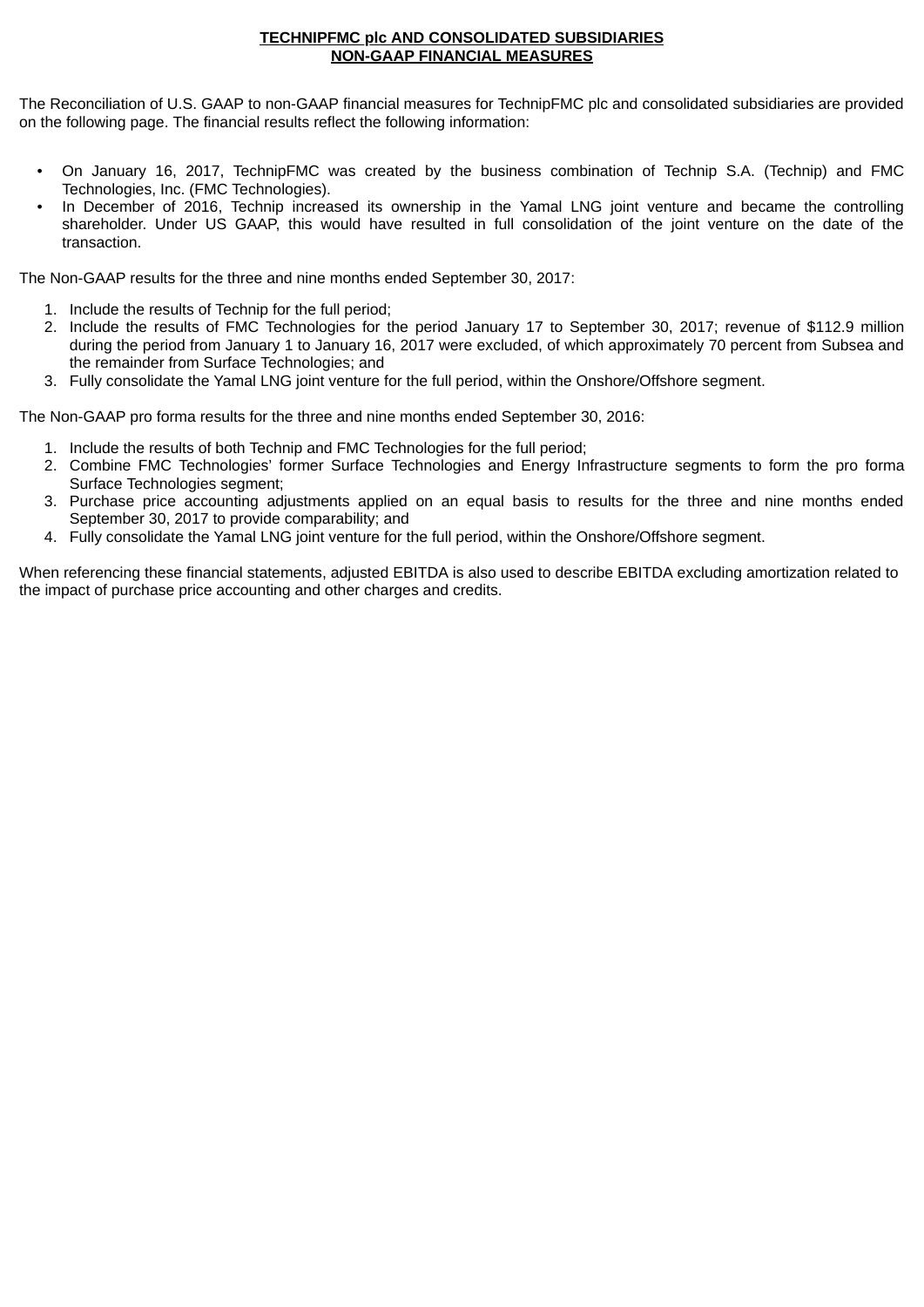**TECHNIPFMC plc AND CONSOLIDATED SUBSIDIARIES**
**NON-GAAP FINANCIAL MEASURES**

The Reconciliation of U.S. GAAP to non-GAAP financial measures for TechnipFMC plc and consolidated subsidiaries are provided on the following page. The financial results reflect the following information:

- On January 16, 2017, TechnipFMC was created by the business combination of Technip S.A. (Technip) and FMC Technologies, Inc. (FMC Technologies).
- In December of 2016, Technip increased its ownership in the Yamal LNG joint venture and became the controlling shareholder. Under US GAAP, this would have resulted in full consolidation of the joint venture on the date of the transaction.

The Non-GAAP results for the three and nine months ended September 30, 2017:

1. Include the results of Technip for the full period;
2. Include the results of FMC Technologies for the period January 17 to September 30, 2017; revenue of $112.9 million during the period from January 1 to January 16, 2017 were excluded, of which approximately 70 percent from Subsea and the remainder from Surface Technologies; and
3. Fully consolidate the Yamal LNG joint venture for the full period, within the Onshore/Offshore segment.

The Non-GAAP pro forma results for the three and nine months ended September 30, 2016:

1. Include the results of both Technip and FMC Technologies for the full period;
2. Combine FMC Technologies' former Surface Technologies and Energy Infrastructure segments to form the pro forma Surface Technologies segment;
3. Purchase price accounting adjustments applied on an equal basis to results for the three and nine months ended September 30, 2017 to provide comparability; and
4. Fully consolidate the Yamal LNG joint venture for the full period, within the Onshore/Offshore segment.

When referencing these financial statements, adjusted EBITDA is also used to describe EBITDA excluding amortization related to the impact of purchase price accounting and other charges and credits.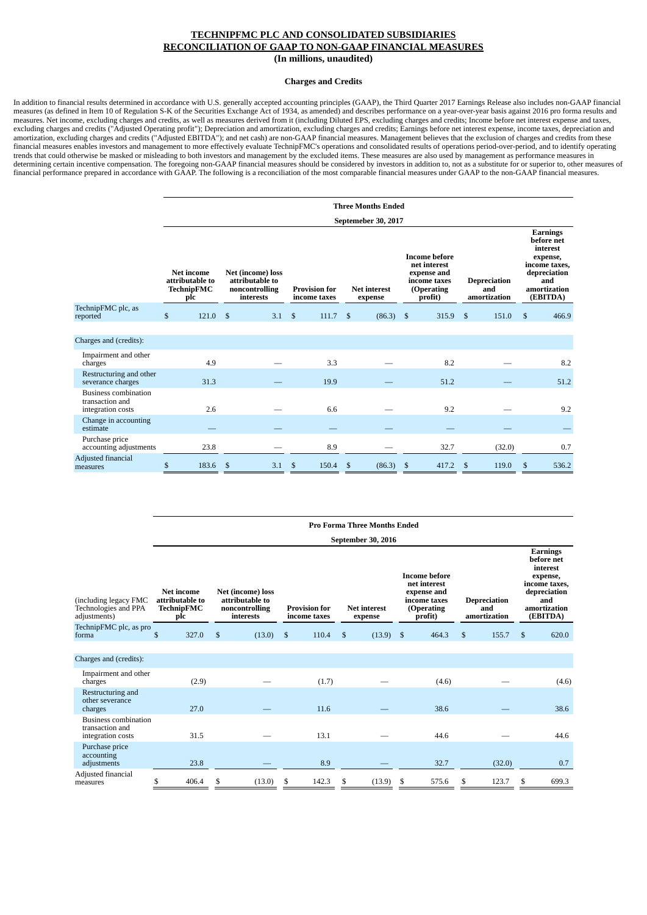# TECHNIPFMC PLC AND CONSOLIDATED SUBSIDIARIES
# RECONCILIATION OF GAAP TO NON-GAAP FINANCIAL MEASURES
**(In millions, unaudited)**

### Charges and Credits

In addition to financial results determined in accordance with U.S. generally accepted accounting principles (GAAP), the Third Quarter 2017 Earnings Release also includes non-GAAP financial measures (as defined in Item 10 of Regulation S-K of the Securities Exchange Act of 1934, as amended) and describes performance on a year-over-year basis against 2016 pro forma results and measures. Net income, excluding charges and credits, as well as measures derived from it (including Diluted EPS, excluding charges and credits; Income before net interest expense and taxes, excluding charges and credits ("Adjusted Operating profit"); Depreciation and amortization, excluding charges and credits; Earnings before net interest expense, income taxes, depreciation and amortization, excluding charges and credits ("Adjusted EBITDA"); and net cash) are non-GAAP financial measures. Management believes that the exclusion of charges and credits from these financial measures enables investors and management to more effectively evaluate TechnipFMC's operations and consolidated results of operations period-over-period, and to identify operating trends that could otherwise be masked or misleading to both investors and management by the excluded items. These measures are also used by management as performance measures in determining certain incentive compensation. The foregoing non-GAAP financial measures should be considered by investors in addition to, not as a substitute for or superior to, other measures of financial performance prepared in accordance with GAAP. The following is a reconciliation of the most comparable financial measures under GAAP to the non-GAAP financial measures.

| | Three Months Ended Septemeber 30, 2017 | | | | | | |
|---|---|---|---|---|---|---|---|
| | Net income attributable to TechnipFMC plc | Net (income) loss attributable to noncontrolling interests | Provision for income taxes | Net interest expense | Income before net interest expense and income taxes (Operating profit) | Depreciation and amortization | Earnings before net interest expense, income taxes, depreciation and amortization (EBITDA) |
| TechnipFMC plc, as reported | $ 121.0 | $ 3.1 | $ 111.7 | $ (86.3) | $ 315.9 | $ 151.0 | $ 466.9 |
| Charges and (credits): | | | | | | | |
| Impairment and other charges | 4.9 | — | 3.3 | — | 8.2 | — | 8.2 |
| Restructuring and other severance charges | 31.3 | — | 19.9 | — | 51.2 | — | 51.2 |
| Business combination transaction and integration costs | 2.6 | — | 6.6 | — | 9.2 | — | 9.2 |
| Change in accounting estimate | — | — | — | — | — | — | — |
| Purchase price accounting adjustments | 23.8 | — | 8.9 | — | 32.7 | (32.0) | 0.7 |
| Adjusted financial measures | $ 183.6 | $ 3.1 | $ 150.4 | $ (86.3) | $ 417.2 | $ 119.0 | $ 536.2 |

| | Pro Forma Three Months Ended September 30, 2016 | | | | | | |
|---|---|---|---|---|---|---|---|
| (including legacy FMC Technologies and PPA adjustments) | Net income attributable to TechnipFMC plc | Net (income) loss attributable to noncontrolling interests | Provision for income taxes | Net interest expense | Income before net interest expense and income taxes (Operating profit) | Depreciation and amortization | Earnings before net interest expense, income taxes, depreciation and amortization (EBITDA) |
| TechnipFMC plc, as pro forma | $ 327.0 | $ (13.0) | $ 110.4 | $ (13.9) | $ 464.3 | $ 155.7 | $ 620.0 |
| Charges and (credits): | | | | | | | |
| Impairment and other charges | (2.9) | — | (1.7) | — | (4.6) | — | (4.6) |
| Restructuring and other severance charges | 27.0 | — | 11.6 | — | 38.6 | — | 38.6 |
| Business combination transaction and integration costs | 31.5 | — | 13.1 | — | 44.6 | — | 44.6 |
| Purchase price accounting adjustments | 23.8 | — | 8.9 | — | 32.7 | (32.0) | 0.7 |
| Adjusted financial measures | $ 406.4 | $ (13.0) | $ 142.3 | $ (13.9) | $ 575.6 | $ 123.7 | $ 699.3 |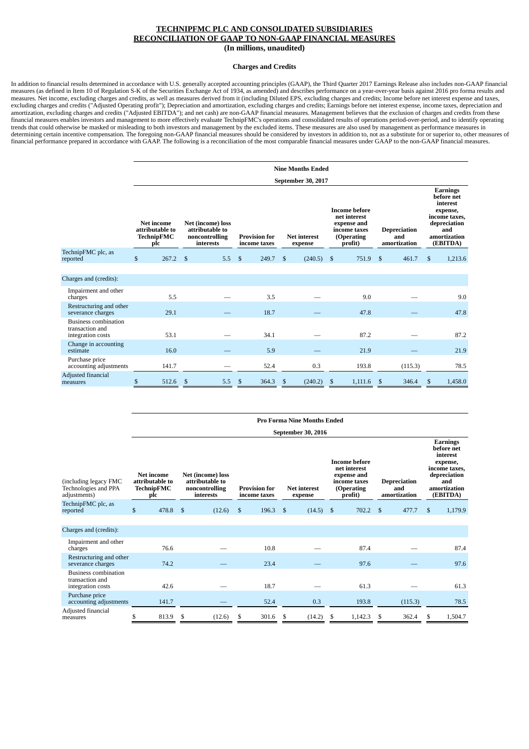# TECHNIPFMC PLC AND CONSOLIDATED SUBSIDIARIES
# RECONCILIATION OF GAAP TO NON-GAAP FINANCIAL MEASURES
### (In millions, unaudited)

### Charges and Credits

In addition to financial results determined in accordance with U.S. generally accepted accounting principles (GAAP), the Third Quarter 2017 Earnings Release also includes non-GAAP financial measures (as defined in Item 10 of Regulation S-K of the Securities Exchange Act of 1934, as amended) and describes performance on a year-over-year basis against 2016 pro forma results and measures. Net income, excluding charges and credits, as well as measures derived from it (including Diluted EPS, excluding charges and credits; Income before net interest expense and taxes, excluding charges and credits ("Adjusted Operating profit"); Depreciation and amortization, excluding charges and credits; Earnings before net interest expense, income taxes, depreciation and amortization, excluding charges and credits ("Adjusted EBITDA"); and net cash) are non-GAAP financial measures. Management believes that the exclusion of charges and credits from these financial measures enables investors and management to more effectively evaluate TechnipFMC's operations and consolidated results of operations period-over-period, and to identify operating trends that could otherwise be masked or misleading to both investors and management by the excluded items. These measures are also used by management as performance measures in determining certain incentive compensation. The foregoing non-GAAP financial measures should be considered by investors in addition to, not as a substitute for or superior to, other measures of financial performance prepared in accordance with GAAP. The following is a reconciliation of the most comparable financial measures under GAAP to the non-GAAP financial measures.

| | Nine Months Ended September 30, 2017 | | | | | | |
|---|---|---|---|---|---|---|---|
| | Net income attributable to TechnipFMC plc | Net (income) loss attributable to noncontrolling interests | Provision for income taxes | Net interest expense | Income before net interest expense and income taxes (Operating profit) | Depreciation and amortization | Earnings before net interest expense, income taxes, depreciation and amortization (EBITDA) |
| TechnipFMC plc, as reported | $ 267.2 | $ 5.5 | $ 249.7 | $ (240.5) | $ 751.9 | $ 461.7 | $ 1,213.6 |
| Charges and (credits): | | | | | | | |
| Impairment and other charges | 5.5 | — | 3.5 | — | 9.0 | — | 9.0 |
| Restructuring and other severance charges | 29.1 | — | 18.7 | — | 47.8 | — | 47.8 |
| Business combination transaction and integration costs | 53.1 | — | 34.1 | — | 87.2 | — | 87.2 |
| Change in accounting estimate | 16.0 | — | 5.9 | — | 21.9 | — | 21.9 |
| Purchase price accounting adjustments | 141.7 | — | 52.4 | 0.3 | 193.8 | (115.3) | 78.5 |
| Adjusted financial measures | $ 512.6 | $ 5.5 | $ 364.3 | $ (240.2) | $ 1,111.6 | $ 346.4 | $ 1,458.0 |

| | Pro Forma Nine Months Ended September 30, 2016 | | | | | | |
|---|---|---|---|---|---|---|---|
| (including legacy FMC Technologies and PPA adjustments) | Net income attributable to TechnipFMC plc | Net (income) loss attributable to noncontrolling interests | Provision for income taxes | Net interest expense | Income before net interest expense and income taxes (Operating profit) | Depreciation and amortization | Earnings before net interest expense, income taxes, depreciation and amortization (EBITDA) |
| TechnipFMC plc, as reported | $ 478.8 | $ (12.6) | $ 196.3 | $ (14.5) | $ 702.2 | $ 477.7 | $ 1,179.9 |
| Charges and (credits): | | | | | | | |
| Impairment and other charges | 76.6 | — | 10.8 | — | 87.4 | — | 87.4 |
| Restructuring and other severance charges | 74.2 | — | 23.4 | — | 97.6 | — | 97.6 |
| Business combination transaction and integration costs | 42.6 | — | 18.7 | — | 61.3 | — | 61.3 |
| Purchase price accounting adjustments | 141.7 | — | 52.4 | 0.3 | 193.8 | (115.3) | 78.5 |
| Adjusted financial measures | $ 813.9 | $ (12.6) | $ 301.6 | $ (14.2) | $ 1,142.3 | $ 362.4 | $ 1,504.7 |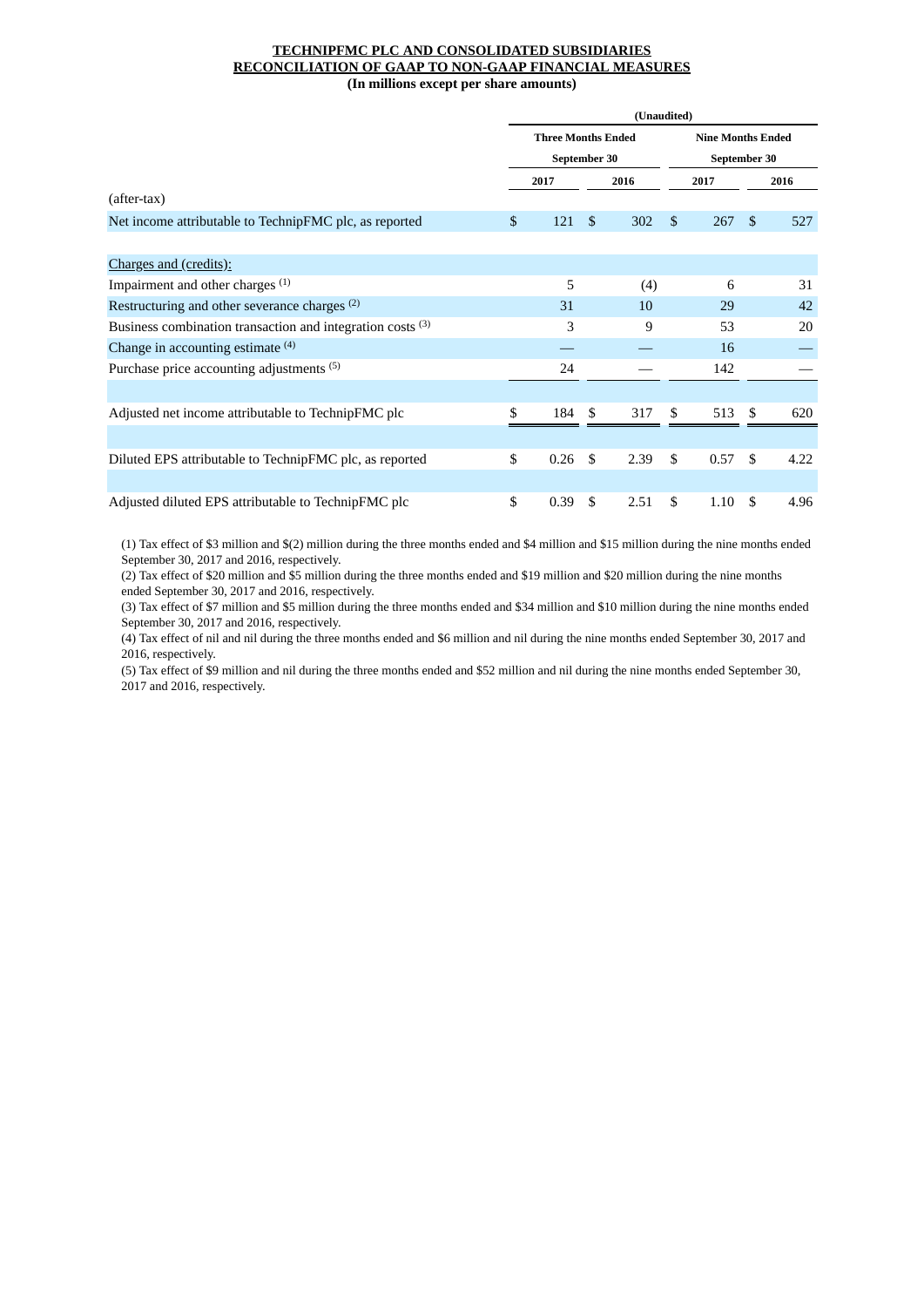**TECHNIPFMC PLC AND CONSOLIDATED SUBSIDIARIES**
**RECONCILIATION OF GAAP TO NON-GAAP FINANCIAL MEASURES**
**(In millions except per share amounts)**

| | (Unaudited) | | | |
|---|---|---|---|---|
| | Three Months Ended September 30 | | Nine Months Ended September 30 | |
| | 2017 | 2016 | 2017 | 2016 |
| (after-tax) | | | | |
| Net income attributable to TechnipFMC plc, as reported | $ 121 | $ 302 | $ 267 | $ 527 |
| | | | | |
| Charges and (credits): | | | | |
| Impairment and other charges [(1)] | 5 | (4) | 6 | 31 |
| Restructuring and other severance charges [(2)] | 31 | 10 | 29 | 42 |
| Business combination transaction and integration costs [(3)] | 3 | 9 | 53 | 20 |
| Change in accounting estimate [(4)] | — | — | 16 | — |
| Purchase price accounting adjustments [(5)] | 24 | — | 142 | — |
| | | | | |
| Adjusted net income attributable to TechnipFMC plc | $ 184 | $ 317 | $ 513 | $ 620 |
| | | | | |
| Diluted EPS attributable to TechnipFMC plc, as reported | $ 0.26 | $ 2.39 | $ 0.57 | $ 4.22 |
| | | | | |
| Adjusted diluted EPS attributable to TechnipFMC plc | $ 0.39 | $ 2.51 | $ 1.10 | $ 4.96 |

(1) Tax effect of $3 million and $(2) million during the three months ended and $4 million and $15 million during the nine months ended September 30, 2017 and 2016, respectively.
(2) Tax effect of $20 million and $5 million during the three months ended and $19 million and $20 million during the nine months ended September 30, 2017 and 2016, respectively.
(3) Tax effect of $7 million and $5 million during the three months ended and $34 million and $10 million during the nine months ended September 30, 2017 and 2016, respectively.
(4) Tax effect of nil and nil during the three months ended and $6 million and nil during the nine months ended September 30, 2017 and 2016, respectively.
(5) Tax effect of $9 million and nil during the three months ended and $52 million and nil during the nine months ended September 30, 2017 and 2016, respectively.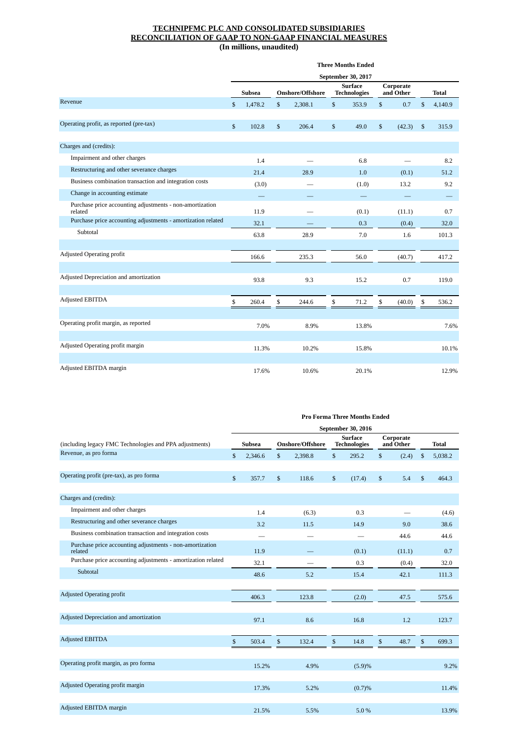**TECHNIPFMC PLC AND CONSOLIDATED SUBSIDIARIES**
**RECONCILIATION OF GAAP TO NON-GAAP FINANCIAL MEASURES**
**(In millions, unaudited)**

| | Three Months Ended September 30, 2017 | | | | |
|---|---|---|---|---|---|
| | Subsea | Onshore/Offshore | Surface Technologies | Corporate and Other | Total |
| Revenue | $ 1,478.2 | $ 2,308.1 | $ 353.9 | $ 0.7 | $ 4,140.9 |
| Operating profit, as reported (pre-tax) | $ 102.8 | $ 206.4 | $ 49.0 | $ (42.3) | $ 315.9 |
| Charges and (credits): | | | | | |
| Impairment and other charges | 1.4 | — | 6.8 | — | 8.2 |
| Restructuring and other severance charges | 21.4 | 28.9 | 1.0 | (0.1) | 51.2 |
| Business combination transaction and integration costs | (3.0) | — | (1.0) | 13.2 | 9.2 |
| Change in accounting estimate | — | — | — | — | — |
| Purchase price accounting adjustments - non-amortization related | 11.9 | — | (0.1) | (11.1) | 0.7 |
| Purchase price accounting adjustments - amortization related | 32.1 | — | 0.3 | (0.4) | 32.0 |
| Subtotal | 63.8 | 28.9 | 7.0 | 1.6 | 101.3 |
| Adjusted Operating profit | 166.6 | 235.3 | 56.0 | (40.7) | 417.2 |
| Adjusted Depreciation and amortization | 93.8 | 9.3 | 15.2 | 0.7 | 119.0 |
| Adjusted EBITDA | $ 260.4 | $ 244.6 | $ 71.2 | $ (40.0) | $ 536.2 |
| Operating profit margin, as reported | 7.0% | 8.9% | 13.8% | | 7.6% |
| Adjusted Operating profit margin | 11.3% | 10.2% | 15.8% | | 10.1% |
| Adjusted EBITDA margin | 17.6% | 10.6% | 20.1% | | 12.9% |

| | Pro Forma Three Months Ended September 30, 2016 | | | | |
|---|---|---|---|---|---|
| (including legacy FMC Technologies and PPA adjustments) | Subsea | Onshore/Offshore | Surface Technologies | Corporate and Other | Total |
| Revenue, as pro forma | $ 2,346.6 | $ 2,398.8 | $ 295.2 | $ (2.4) | $ 5,038.2 |
| Operating profit (pre-tax), as pro forma | $ 357.7 | $ 118.6 | $ (17.4) | $ 5.4 | $ 464.3 |
| Charges and (credits): | | | | | |
| Impairment and other charges | 1.4 | (6.3) | 0.3 | — | (4.6) |
| Restructuring and other severance charges | 3.2 | 11.5 | 14.9 | 9.0 | 38.6 |
| Business combination transaction and integration costs | — | — | — | 44.6 | 44.6 |
| Purchase price accounting adjustments - non-amortization related | 11.9 | — | (0.1) | (11.1) | 0.7 |
| Purchase price accounting adjustments - amortization related | 32.1 | — | 0.3 | (0.4) | 32.0 |
| Subtotal | 48.6 | 5.2 | 15.4 | 42.1 | 111.3 |
| Adjusted Operating profit | 406.3 | 123.8 | (2.0) | 47.5 | 575.6 |
| Adjusted Depreciation and amortization | 97.1 | 8.6 | 16.8 | 1.2 | 123.7 |
| Adjusted EBITDA | $ 503.4 | $ 132.4 | $ 14.8 | $ 48.7 | $ 699.3 |
| Operating profit margin, as pro forma | 15.2% | 4.9% | (5.9)% | | 9.2% |
| Adjusted Operating profit margin | 17.3% | 5.2% | (0.7)% | | 11.4% |
| Adjusted EBITDA margin | 21.5% | 5.5% | 5.0 % | | 13.9% |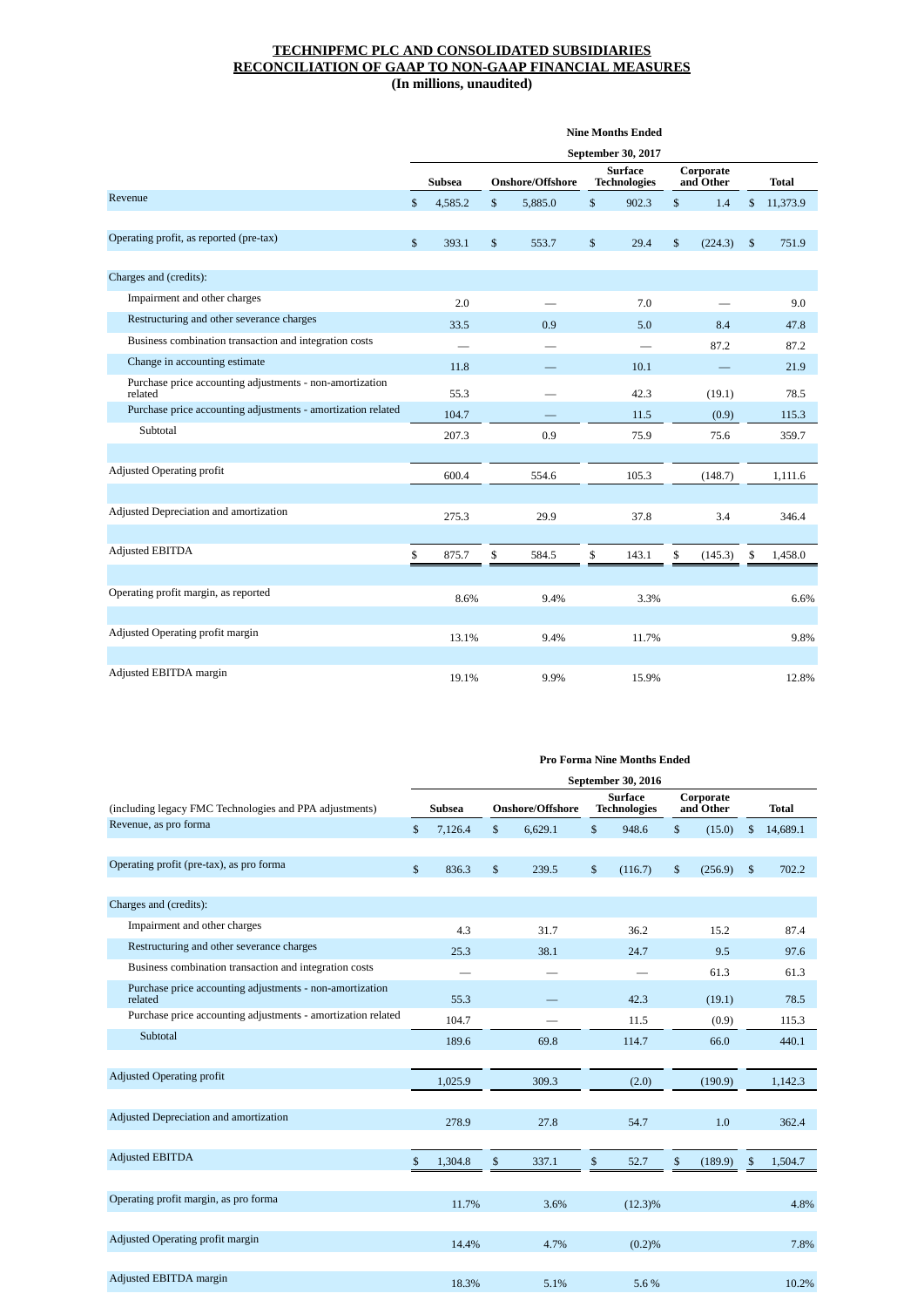**TECHNIPFMC PLC AND CONSOLIDATED SUBSIDIARIES**
**RECONCILIATION OF GAAP TO NON-GAAP FINANCIAL MEASURES**
**(In millions, unaudited)**

| | Nine Months Ended | | | | |
|---|---|---|---|---|---|
| | September 30, 2017 | | | | |
| | Subsea | Onshore/Offshore | Surface Technologies | Corporate and Other | Total |
| Revenue | $ 4,585.2 | $ 5,885.0 | $ 902.3 | $ 1.4 | $ 11,373.9 |
| | | | | | |
| Operating profit, as reported (pre-tax) | $ 393.1 | $ 553.7 | $ 29.4 | $ (224.3) | $ 751.9 |
| | | | | | |
| Charges and (credits): | | | | | |
| Impairment and other charges | 2.0 | — | 7.0 | — | 9.0 |
| Restructuring and other severance charges | 33.5 | 0.9 | 5.0 | 8.4 | 47.8 |
| Business combination transaction and integration costs | — | — | — | 87.2 | 87.2 |
| Change in accounting estimate | 11.8 | — | 10.1 | — | 21.9 |
| Purchase price accounting adjustments - non-amortization related | 55.3 | — | 42.3 | (19.1) | 78.5 |
| Purchase price accounting adjustments - amortization related | 104.7 | — | 11.5 | (0.9) | 115.3 |
| Subtotal | 207.3 | 0.9 | 75.9 | 75.6 | 359.7 |
| | | | | | |
| Adjusted Operating profit | 600.4 | 554.6 | 105.3 | (148.7) | 1,111.6 |
| | | | | | |
| Adjusted Depreciation and amortization | 275.3 | 29.9 | 37.8 | 3.4 | 346.4 |
| | | | | | |
| Adjusted EBITDA | $ 875.7 | $ 584.5 | $ 143.1 | $ (145.3) | $ 1,458.0 |
| | | | | | |
| Operating profit margin, as reported | 8.6% | 9.4% | 3.3% | | 6.6% |
| | | | | | |
| Adjusted Operating profit margin | 13.1% | 9.4% | 11.7% | | 9.8% |
| | | | | | |
| Adjusted EBITDA margin | 19.1% | 9.9% | 15.9% | | 12.8% |

| | Pro Forma Nine Months Ended | | | | |
|---|---|---|---|---|---|
| | September 30, 2016 | | | | |
| (including legacy FMC Technologies and PPA adjustments) | Subsea | Onshore/Offshore | Surface Technologies | Corporate and Other | Total |
| Revenue, as pro forma | $ 7,126.4 | $ 6,629.1 | $ 948.6 | $ (15.0) | $ 14,689.1 |
| | | | | | |
| Operating profit (pre-tax), as pro forma | $ 836.3 | $ 239.5 | $ (116.7) | $ (256.9) | $ 702.2 |
| | | | | | |
| Charges and (credits): | | | | | |
| Impairment and other charges | 4.3 | 31.7 | 36.2 | 15.2 | 87.4 |
| Restructuring and other severance charges | 25.3 | 38.1 | 24.7 | 9.5 | 97.6 |
| Business combination transaction and integration costs | — | — | — | 61.3 | 61.3 |
| Purchase price accounting adjustments - non-amortization related | 55.3 | — | 42.3 | (19.1) | 78.5 |
| Purchase price accounting adjustments - amortization related | 104.7 | — | 11.5 | (0.9) | 115.3 |
| Subtotal | 189.6 | 69.8 | 114.7 | 66.0 | 440.1 |
| | | | | | |
| Adjusted Operating profit | 1,025.9 | 309.3 | (2.0) | (190.9) | 1,142.3 |
| | | | | | |
| Adjusted Depreciation and amortization | 278.9 | 27.8 | 54.7 | 1.0 | 362.4 |
| | | | | | |
| Adjusted EBITDA | $ 1,304.8 | $ 337.1 | $ 52.7 | $ (189.9) | $ 1,504.7 |
| | | | | | |
| Operating profit margin, as pro forma | 11.7% | 3.6% | (12.3)% | | 4.8% |
| | | | | | |
| Adjusted Operating profit margin | 14.4% | 4.7% | (0.2)% | | 7.8% |
| | | | | | |
| Adjusted EBITDA margin | 18.3% | 5.1% | 5.6 % | | 10.2% |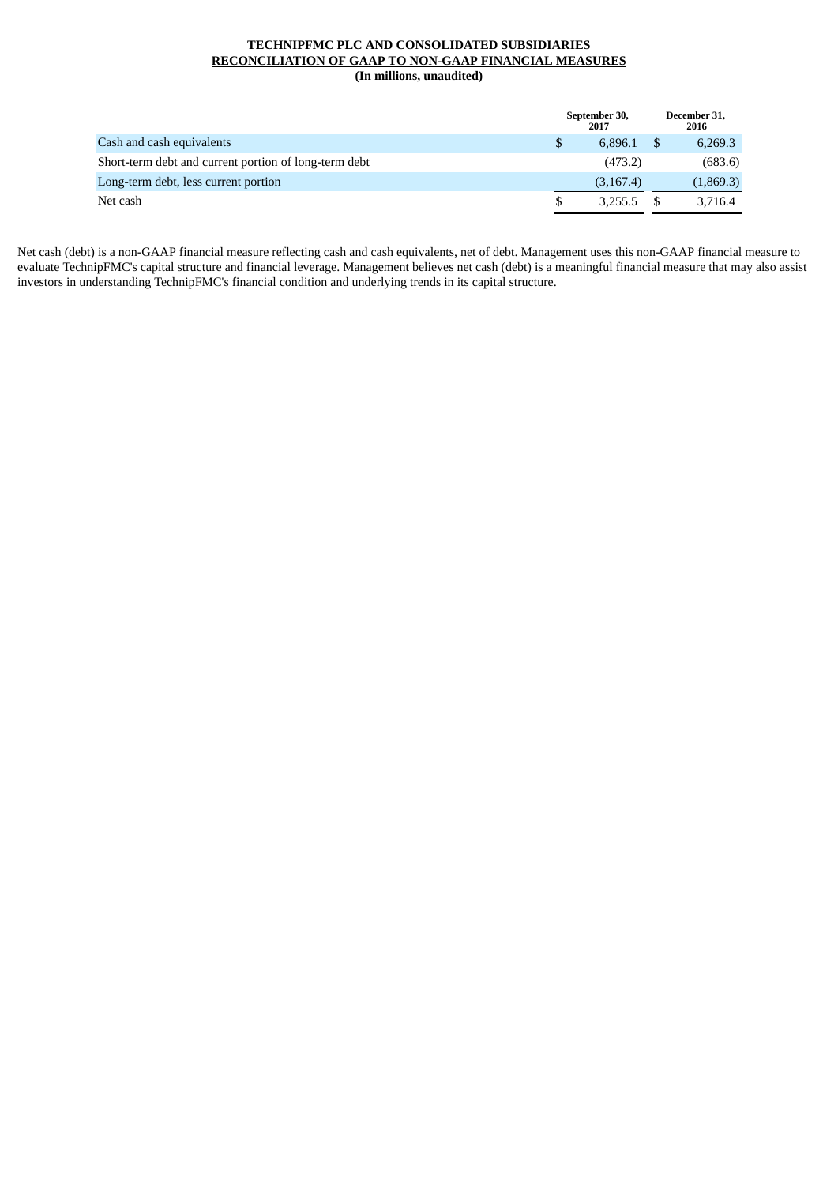**TECHNIPFMC PLC AND CONSOLIDATED SUBSIDIARIES**
**RECONCILIATION OF GAAP TO NON-GAAP FINANCIAL MEASURES**
**(In millions, unaudited)**

| | September 30, 2017 | December 31, 2016 |
|---|---|---|
| Cash and cash equivalents | $ 6,896.1 | $ 6,269.3 |
| Short-term debt and current portion of long-term debt | (473.2) | (683.6) |
| Long-term debt, less current portion | (3,167.4) | (1,869.3) |
| Net cash | $ 3,255.5 | $ 3,716.4 |

Net cash (debt) is a non-GAAP financial measure reflecting cash and cash equivalents, net of debt. Management uses this non-GAAP financial measure to evaluate TechnipFMC's capital structure and financial leverage. Management believes net cash (debt) is a meaningful financial measure that may also assist investors in understanding TechnipFMC's financial condition and underlying trends in its capital structure.